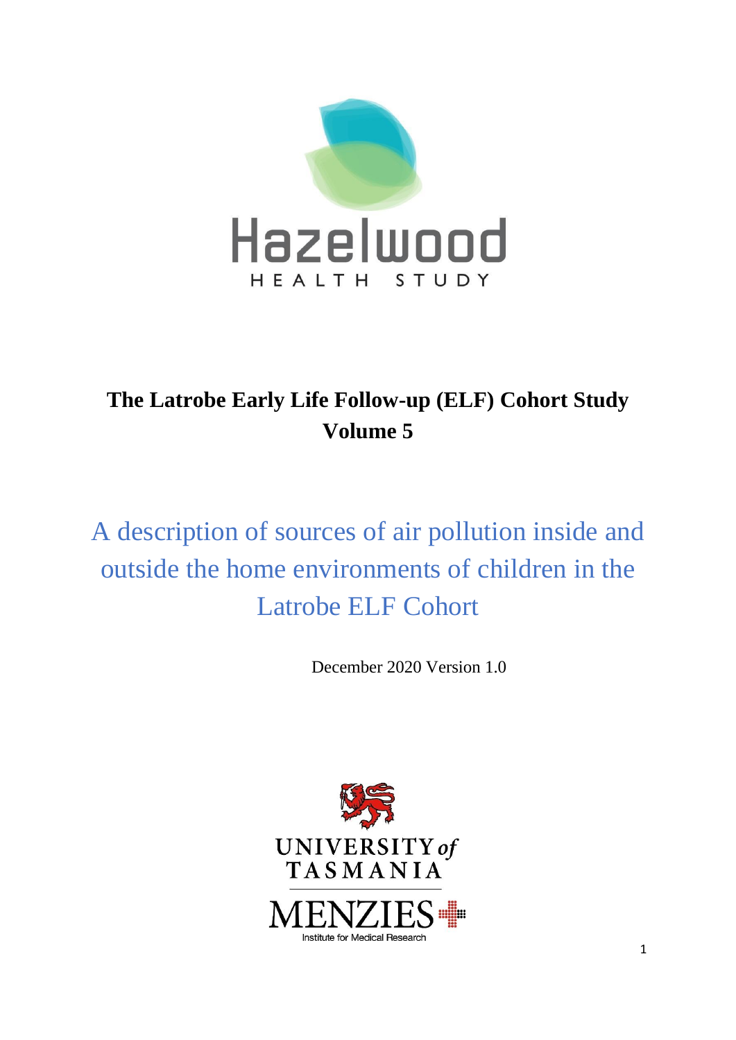Hazelwood

HEALTH STUDY

# The Latrobe Early Life Follow-up (ELF) Cohort Study Volume 5

## A description of sources of air pollution inside and outside the home environments of children in the Latrobe ELF Cohort

December 2020 Version 1.0

UNIVERSITY of TASMANIA

MENZIES

Institute for Medical Research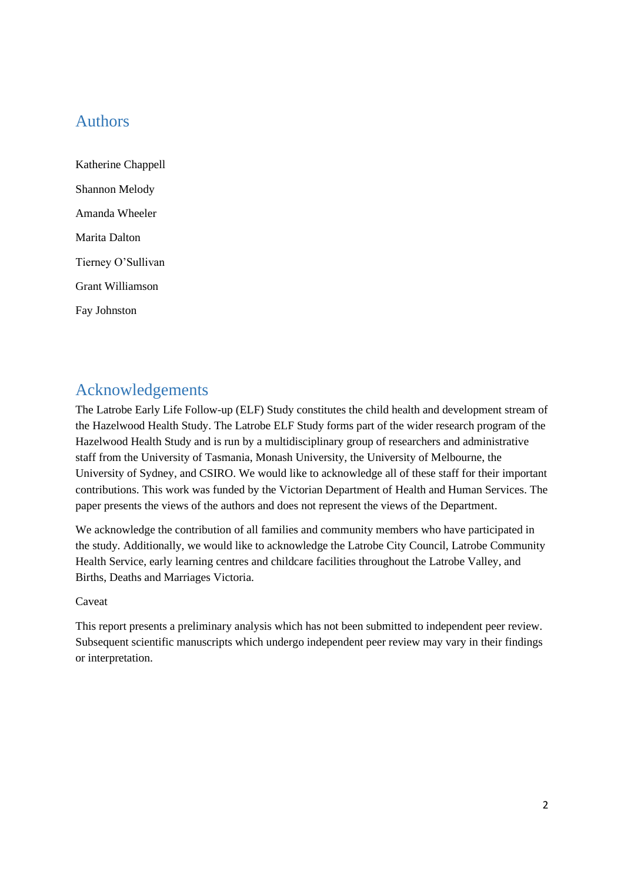## Authors

Katherine Chappell

Shannon Melody

Amanda Wheeler

Marita Dalton

Tierney O'Sullivan

Grant Williamson

Fay Johnston

## Acknowledgements

The Latrobe Early Life Follow-up (ELF) Study constitutes the child health and development stream of the Hazelwood Health Study. The Latrobe ELF Study forms part of the wider research program of the Hazelwood Health Study and is run by a multidisciplinary group of researchers and administrative staff from the University of Tasmania, Monash University, the University of Melbourne, the University of Sydney, and CSIRO. We would like to acknowledge all of these staff for their important contributions. This work was funded by the Victorian Department of Health and Human Services. The paper presents the views of the authors and does not represent the views of the Department.

We acknowledge the contribution of all families and community members who have participated in the study. Additionally, we would like to acknowledge the Latrobe City Council, Latrobe Community Health Service, early learning centres and childcare facilities throughout the Latrobe Valley, and Births, Deaths and Marriages Victoria.

Caveat

This report presents a preliminary analysis which has not been submitted to independent peer review. Subsequent scientific manuscripts which undergo independent peer review may vary in their findings or interpretation.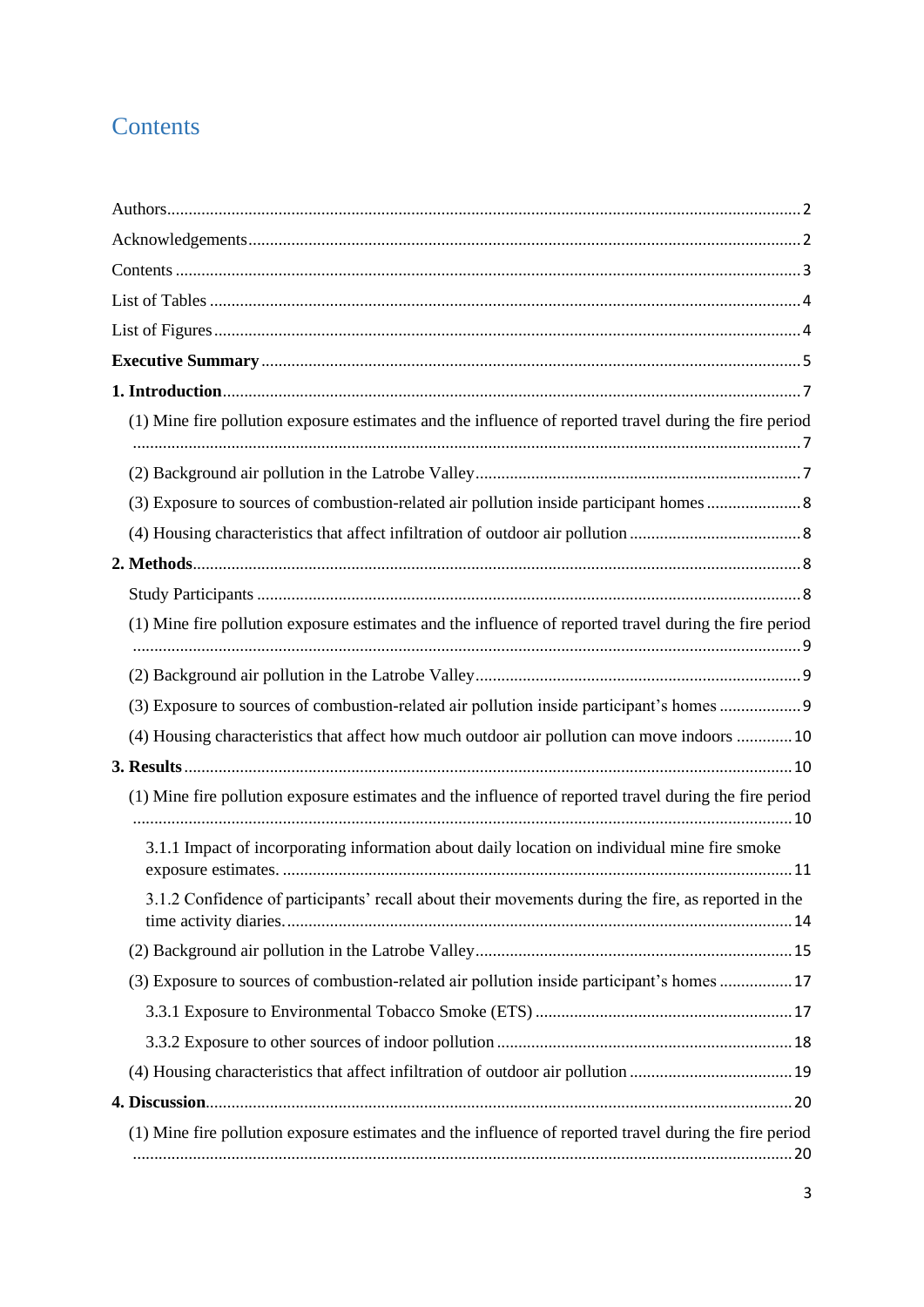# Contents

Authors....................................................................................................................................2

Acknowledgements.....................................................................................................................2

Contents .....................................................................................................................................3

List of Tables .............................................................................................................................4

List of Figures............................................................................................................................4

**Executive Summary** ..................................................................................................................5

**1. Introduction**...........................................................................................................................7

(1) Mine fire pollution exposure estimates and the influence of reported travel during the fire period ..................................................................................................................................7

(2) Background air pollution in the Latrobe Valley.................................................................7

(3) Exposure to sources of combustion-related air pollution inside participant homes ............8

(4) Housing characteristics that affect infiltration of outdoor air pollution ...............................8

**2. Methods**..................................................................................................................................8

Study Participants ...................................................................................................................8

(1) Mine fire pollution exposure estimates and the influence of reported travel during the fire period ..................................................................................................................................9

(2) Background air pollution in the Latrobe Valley.................................................................9

(3) Exposure to sources of combustion-related air pollution inside participant's homes ..........9

(4) Housing characteristics that affect how much outdoor air pollution can move indoors .............10

**3. Results** ...................................................................................................................................10

(1) Mine fire pollution exposure estimates and the influence of reported travel during the fire period ..................................................................................................................................10

3.1.1 Impact of incorporating information about daily location on individual mine fire smoke exposure estimates. ..........................................................................................................11

3.1.2 Confidence of participants' recall about their movements during the fire, as reported in the time activity diaries. .....................................................................................................14

(2) Background air pollution in the Latrobe Valley...............................................................15

(3) Exposure to sources of combustion-related air pollution inside participant's homes ..................17

3.3.1 Exposure to Environmental Tobacco Smoke (ETS) ............................................................17

3.3.2 Exposure to other sources of indoor pollution ..................................................................18

(4) Housing characteristics that affect infiltration of outdoor air pollution ..............................19

**4. Discussion**..............................................................................................................................20

(1) Mine fire pollution exposure estimates and the influence of reported travel during the fire period ..................................................................................................................................20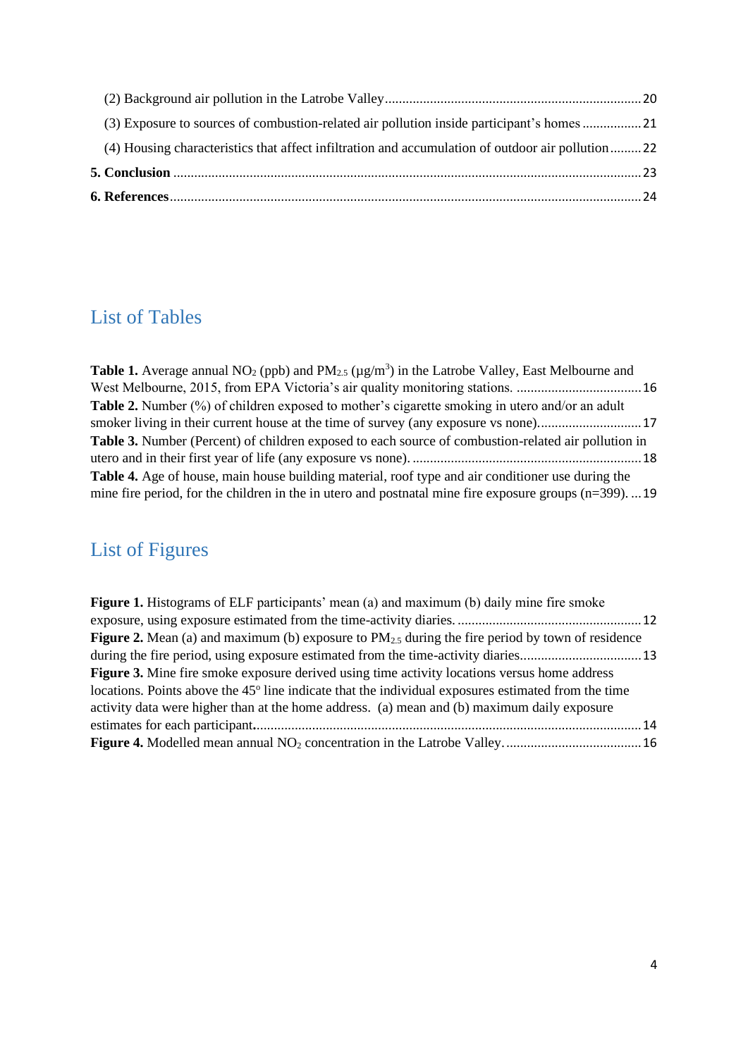(2) Background air pollution in the Latrobe Valley ........................................................................ 20

(3) Exposure to sources of combustion-related air pollution inside participant's homes ................. 21

(4) Housing characteristics that affect infiltration and accumulation of outdoor air pollution ......... 22

**5. Conclusion** ...................................................................................................................................... 23

**6. References** ...................................................................................................................................... 24

## List of Tables

**Table 1.** Average annual $NO_2$ (ppb) and $PM_{2.5}$ (µg/m$^3$) in the Latrobe Valley, East Melbourne and West Melbourne, 2015, from EPA Victoria's air quality monitoring stations. .................................... 16

**Table 2.** Number (%) of children exposed to mother's cigarette smoking in utero and/or an adult smoker living in their current house at the time of survey (any exposure vs none)............................. 17

**Table 3.** Number (Percent) of children exposed to each source of combustion-related air pollution in utero and in their first year of life (any exposure vs none). .................................................................. 18

**Table 4.** Age of house, main house building material, roof type and air conditioner use during the mine fire period, for the children in the in utero and postnatal mine fire exposure groups (n=399). ... 19

## List of Figures

**Figure 1.** Histograms of ELF participants' mean (a) and maximum (b) daily mine fire smoke exposure, using exposure estimated from the time-activity diaries. ..................................................... 12

**Figure 2.** Mean (a) and maximum (b) exposure to $PM_{2.5}$ during the fire period by town of residence during the fire period, using exposure estimated from the time-activity diaries.................................. 13

**Figure 3.** Mine fire smoke exposure derived using time activity locations versus home address locations. Points above the 45° line indicate that the individual exposures estimated from the time activity data were higher than at the home address. (a) mean and (b) maximum daily exposure estimates for each participant............................................................................................................... 14

**Figure 4.** Modelled mean annual $NO_2$ concentration in the Latrobe Valley. ...................................... 16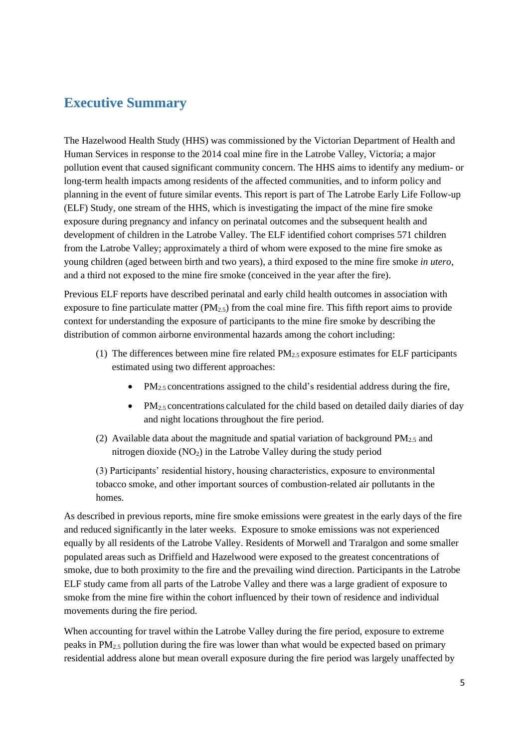# Executive Summary

The Hazelwood Health Study (HHS) was commissioned by the Victorian Department of Health and Human Services in response to the 2014 coal mine fire in the Latrobe Valley, Victoria; a major pollution event that caused significant community concern. The HHS aims to identify any medium- or long-term health impacts among residents of the affected communities, and to inform policy and planning in the event of future similar events. This report is part of The Latrobe Early Life Follow-up (ELF) Study, one stream of the HHS, which is investigating the impact of the mine fire smoke exposure during pregnancy and infancy on perinatal outcomes and the subsequent health and development of children in the Latrobe Valley. The ELF identified cohort comprises 571 children from the Latrobe Valley; approximately a third of whom were exposed to the mine fire smoke as young children (aged between birth and two years), a third exposed to the mine fire smoke *in utero*, and a third not exposed to the mine fire smoke (conceived in the year after the fire).

Previous ELF reports have described perinatal and early child health outcomes in association with exposure to fine particulate matter ($PM_{2.5}$) from the coal mine fire. This fifth report aims to provide context for understanding the exposure of participants to the mine fire smoke by describing the distribution of common airborne environmental hazards among the cohort including:

(1) The differences between mine fire related $PM_{2.5}$ exposure estimates for ELF participants estimated using two different approaches:

- $PM_{2.5}$ concentrations assigned to the child's residential address during the fire,
- $PM_{2.5}$ concentrations calculated for the child based on detailed daily diaries of day and night locations throughout the fire period.

(2) Available data about the magnitude and spatial variation of background $PM_{2.5}$ and nitrogen dioxide ($NO_2$) in the Latrobe Valley during the study period

(3) Participants' residential history, housing characteristics, exposure to environmental tobacco smoke, and other important sources of combustion-related air pollutants in the homes.

As described in previous reports, mine fire smoke emissions were greatest in the early days of the fire and reduced significantly in the later weeks. Exposure to smoke emissions was not experienced equally by all residents of the Latrobe Valley. Residents of Morwell and Traralgon and some smaller populated areas such as Driffield and Hazelwood were exposed to the greatest concentrations of smoke, due to both proximity to the fire and the prevailing wind direction. Participants in the Latrobe ELF study came from all parts of the Latrobe Valley and there was a large gradient of exposure to smoke from the mine fire within the cohort influenced by their town of residence and individual movements during the fire period.

When accounting for travel within the Latrobe Valley during the fire period, exposure to extreme peaks in $PM_{2.5}$ pollution during the fire was lower than what would be expected based on primary residential address alone but mean overall exposure during the fire period was largely unaffected by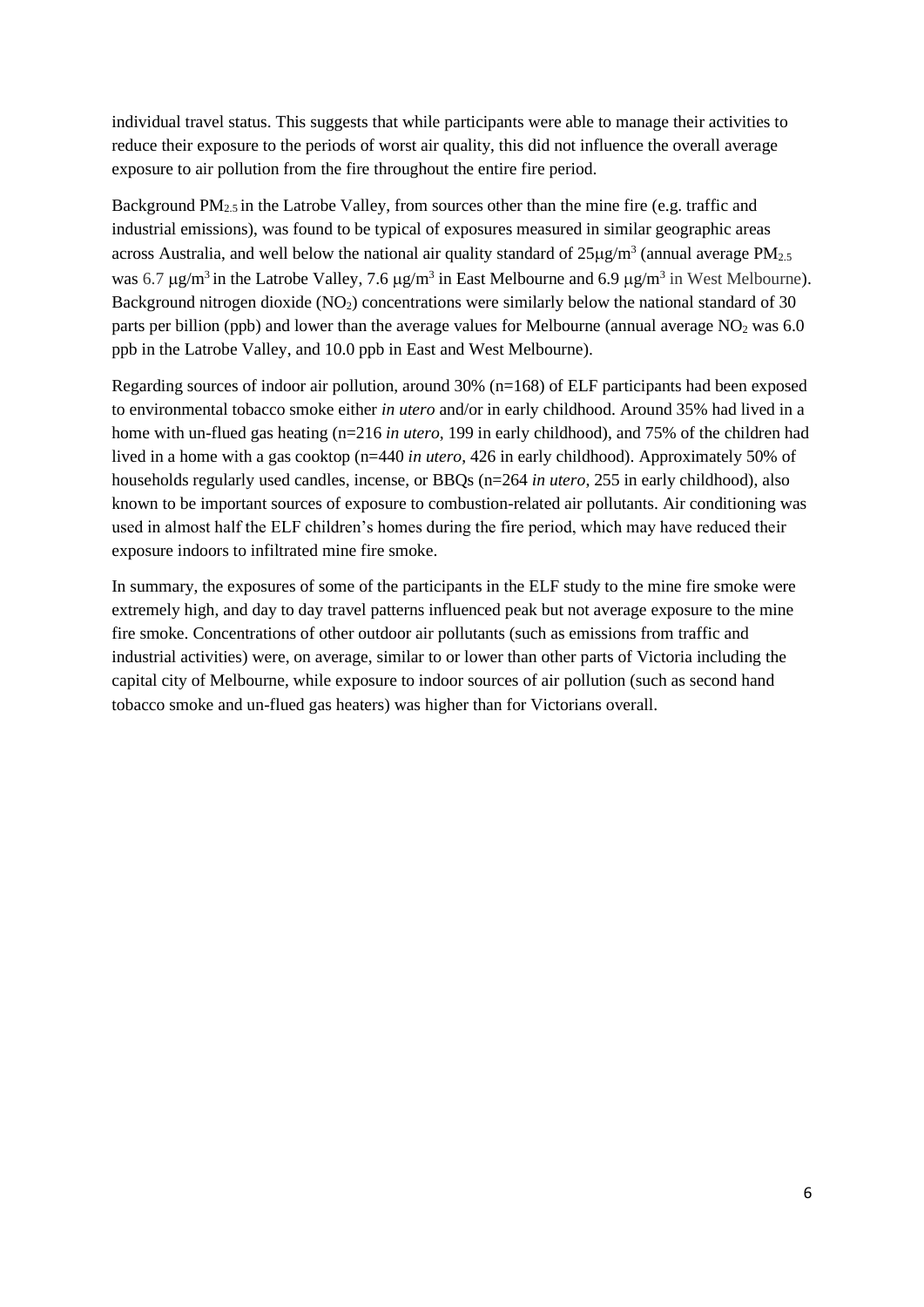individual travel status. This suggests that while participants were able to manage their activities to reduce their exposure to the periods of worst air quality, this did not influence the overall average exposure to air pollution from the fire throughout the entire fire period.

Background $PM_{2.5}$ in the Latrobe Valley, from sources other than the mine fire (e.g. traffic and industrial emissions), was found to be typical of exposures measured in similar geographic areas across Australia, and well below the national air quality standard of $25\mu g/m^3$ (annual average $PM_{2.5}$ was 6.7 $\mu g/m^3$ in the Latrobe Valley, 7.6 $\mu g/m^3$ in East Melbourne and 6.9 $\mu g/m^3$ in West Melbourne). Background nitrogen dioxide ($NO_2$) concentrations were similarly below the national standard of 30 parts per billion (ppb) and lower than the average values for Melbourne (annual average $NO_2$ was 6.0 ppb in the Latrobe Valley, and 10.0 ppb in East and West Melbourne).

Regarding sources of indoor air pollution, around 30% (n=168) of ELF participants had been exposed to environmental tobacco smoke either *in utero* and/or in early childhood. Around 35% had lived in a home with un-flued gas heating (n=216 *in utero*, 199 in early childhood), and 75% of the children had lived in a home with a gas cooktop (n=440 *in utero*, 426 in early childhood). Approximately 50% of households regularly used candles, incense, or BBQs (n=264 *in utero*, 255 in early childhood), also known to be important sources of exposure to combustion-related air pollutants. Air conditioning was used in almost half the ELF children's homes during the fire period, which may have reduced their exposure indoors to infiltrated mine fire smoke.

In summary, the exposures of some of the participants in the ELF study to the mine fire smoke were extremely high, and day to day travel patterns influenced peak but not average exposure to the mine fire smoke. Concentrations of other outdoor air pollutants (such as emissions from traffic and industrial activities) were, on average, similar to or lower than other parts of Victoria including the capital city of Melbourne, while exposure to indoor sources of air pollution (such as second hand tobacco smoke and un-flued gas heaters) was higher than for Victorians overall.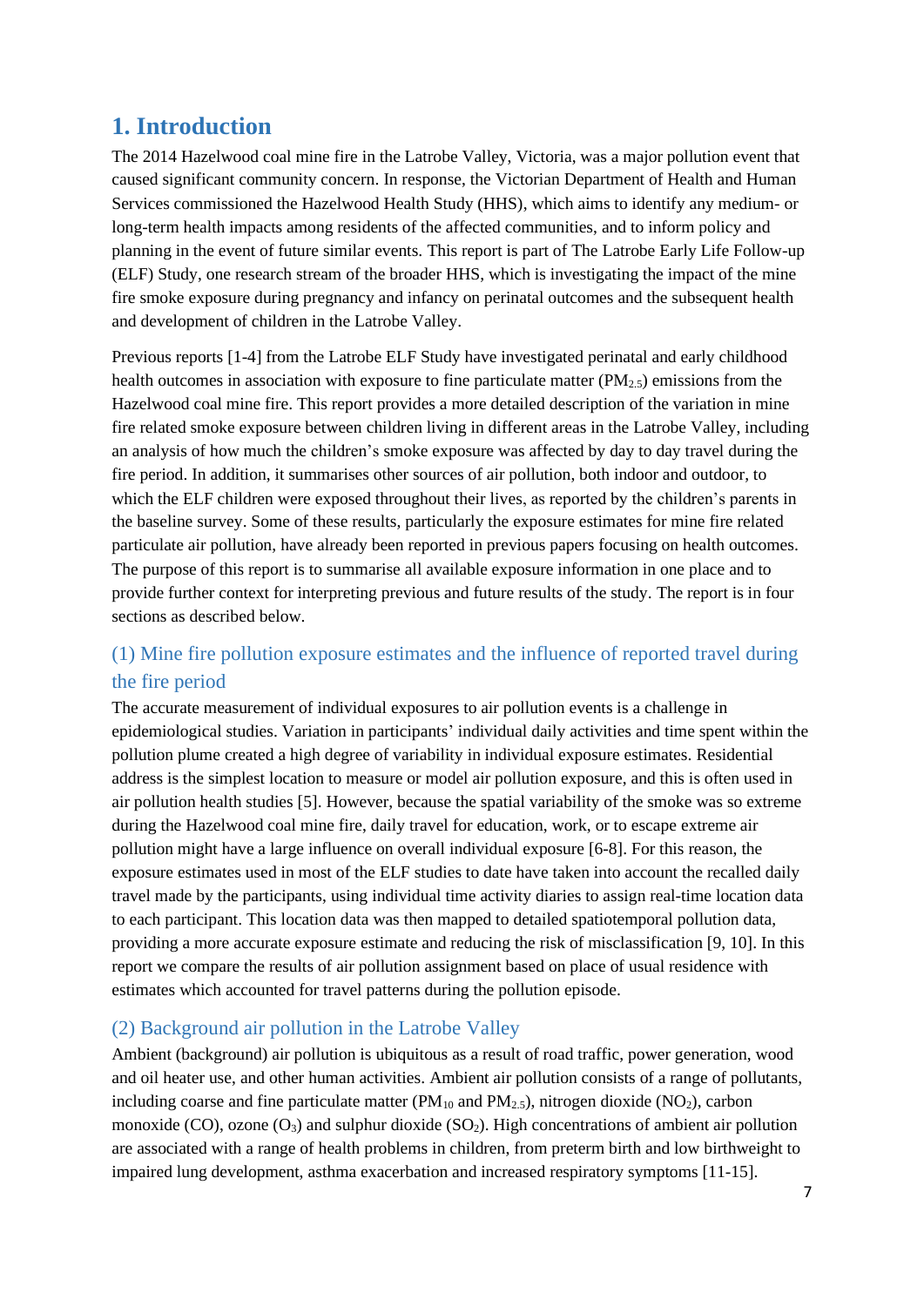# 1. Introduction

The 2014 Hazelwood coal mine fire in the Latrobe Valley, Victoria, was a major pollution event that caused significant community concern. In response, the Victorian Department of Health and Human Services commissioned the Hazelwood Health Study (HHS), which aims to identify any medium- or long-term health impacts among residents of the affected communities, and to inform policy and planning in the event of future similar events. This report is part of The Latrobe Early Life Follow-up (ELF) Study, one research stream of the broader HHS, which is investigating the impact of the mine fire smoke exposure during pregnancy and infancy on perinatal outcomes and the subsequent health and development of children in the Latrobe Valley.

Previous reports [1-4] from the Latrobe ELF Study have investigated perinatal and early childhood health outcomes in association with exposure to fine particulate matter ($PM_{2.5}$) emissions from the Hazelwood coal mine fire. This report provides a more detailed description of the variation in mine fire related smoke exposure between children living in different areas in the Latrobe Valley, including an analysis of how much the children's smoke exposure was affected by day to day travel during the fire period. In addition, it summarises other sources of air pollution, both indoor and outdoor, to which the ELF children were exposed throughout their lives, as reported by the children's parents in the baseline survey. Some of these results, particularly the exposure estimates for mine fire related particulate air pollution, have already been reported in previous papers focusing on health outcomes. The purpose of this report is to summarise all available exposure information in one place and to provide further context for interpreting previous and future results of the study. The report is in four sections as described below.

## (1) Mine fire pollution exposure estimates and the influence of reported travel during the fire period

The accurate measurement of individual exposures to air pollution events is a challenge in epidemiological studies. Variation in participants' individual daily activities and time spent within the pollution plume created a high degree of variability in individual exposure estimates. Residential address is the simplest location to measure or model air pollution exposure, and this is often used in air pollution health studies [5]. However, because the spatial variability of the smoke was so extreme during the Hazelwood coal mine fire, daily travel for education, work, or to escape extreme air pollution might have a large influence on overall individual exposure [6-8]. For this reason, the exposure estimates used in most of the ELF studies to date have taken into account the recalled daily travel made by the participants, using individual time activity diaries to assign real-time location data to each participant. This location data was then mapped to detailed spatiotemporal pollution data, providing a more accurate exposure estimate and reducing the risk of misclassification [9, 10]. In this report we compare the results of air pollution assignment based on place of usual residence with estimates which accounted for travel patterns during the pollution episode.

## (2) Background air pollution in the Latrobe Valley

Ambient (background) air pollution is ubiquitous as a result of road traffic, power generation, wood and oil heater use, and other human activities. Ambient air pollution consists of a range of pollutants, including coarse and fine particulate matter ($PM_{10}$ and $PM_{2.5}$), nitrogen dioxide ($NO_2$), carbon monoxide ($CO$), ozone ($O_3$) and sulphur dioxide ($SO_2$). High concentrations of ambient air pollution are associated with a range of health problems in children, from preterm birth and low birthweight to impaired lung development, asthma exacerbation and increased respiratory symptoms [11-15].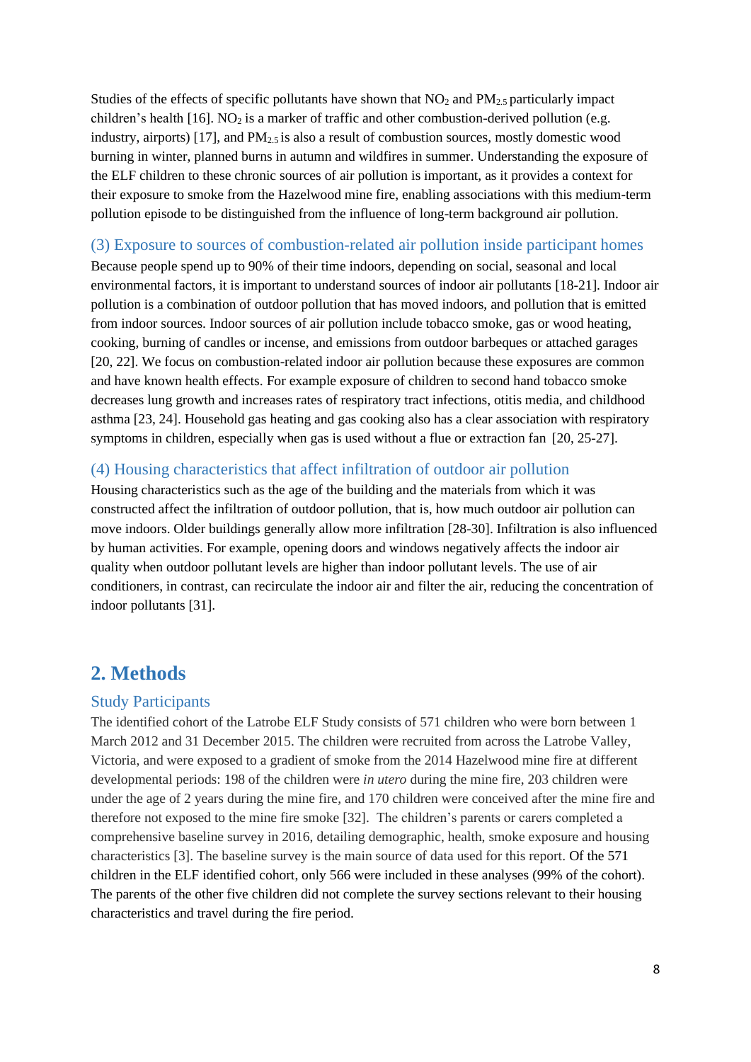Studies of the effects of specific pollutants have shown that $NO_2$ and $PM_{2.5}$ particularly impact children's health [16]. $NO_2$ is a marker of traffic and other combustion-derived pollution (e.g. industry, airports) [17], and $PM_{2.5}$ is also a result of combustion sources, mostly domestic wood burning in winter, planned burns in autumn and wildfires in summer. Understanding the exposure of the ELF children to these chronic sources of air pollution is important, as it provides a context for their exposure to smoke from the Hazelwood mine fire, enabling associations with this medium-term pollution episode to be distinguished from the influence of long-term background air pollution.

### (3) Exposure to sources of combustion-related air pollution inside participant homes

Because people spend up to 90% of their time indoors, depending on social, seasonal and local environmental factors, it is important to understand sources of indoor air pollutants [18-21]. Indoor air pollution is a combination of outdoor pollution that has moved indoors, and pollution that is emitted from indoor sources. Indoor sources of air pollution include tobacco smoke, gas or wood heating, cooking, burning of candles or incense, and emissions from outdoor barbeques or attached garages [20, 22]. We focus on combustion-related indoor air pollution because these exposures are common and have known health effects. For example exposure of children to second hand tobacco smoke decreases lung growth and increases rates of respiratory tract infections, otitis media, and childhood asthma [23, 24]. Household gas heating and gas cooking also has a clear association with respiratory symptoms in children, especially when gas is used without a flue or extraction fan [20, 25-27].

### (4) Housing characteristics that affect infiltration of outdoor air pollution

Housing characteristics such as the age of the building and the materials from which it was constructed affect the infiltration of outdoor pollution, that is, how much outdoor air pollution can move indoors. Older buildings generally allow more infiltration [28-30]. Infiltration is also influenced by human activities. For example, opening doors and windows negatively affects the indoor air quality when outdoor pollutant levels are higher than indoor pollutant levels. The use of air conditioners, in contrast, can recirculate the indoor air and filter the air, reducing the concentration of indoor pollutants [31].

## 2. Methods

### Study Participants

The identified cohort of the Latrobe ELF Study consists of 571 children who were born between 1 March 2012 and 31 December 2015. The children were recruited from across the Latrobe Valley, Victoria, and were exposed to a gradient of smoke from the 2014 Hazelwood mine fire at different developmental periods: 198 of the children were *in utero* during the mine fire, 203 children were under the age of 2 years during the mine fire, and 170 children were conceived after the mine fire and therefore not exposed to the mine fire smoke [32]. The children's parents or carers completed a comprehensive baseline survey in 2016, detailing demographic, health, smoke exposure and housing characteristics [3]. The baseline survey is the main source of data used for this report. Of the 571 children in the ELF identified cohort, only 566 were included in these analyses (99% of the cohort). The parents of the other five children did not complete the survey sections relevant to their housing characteristics and travel during the fire period.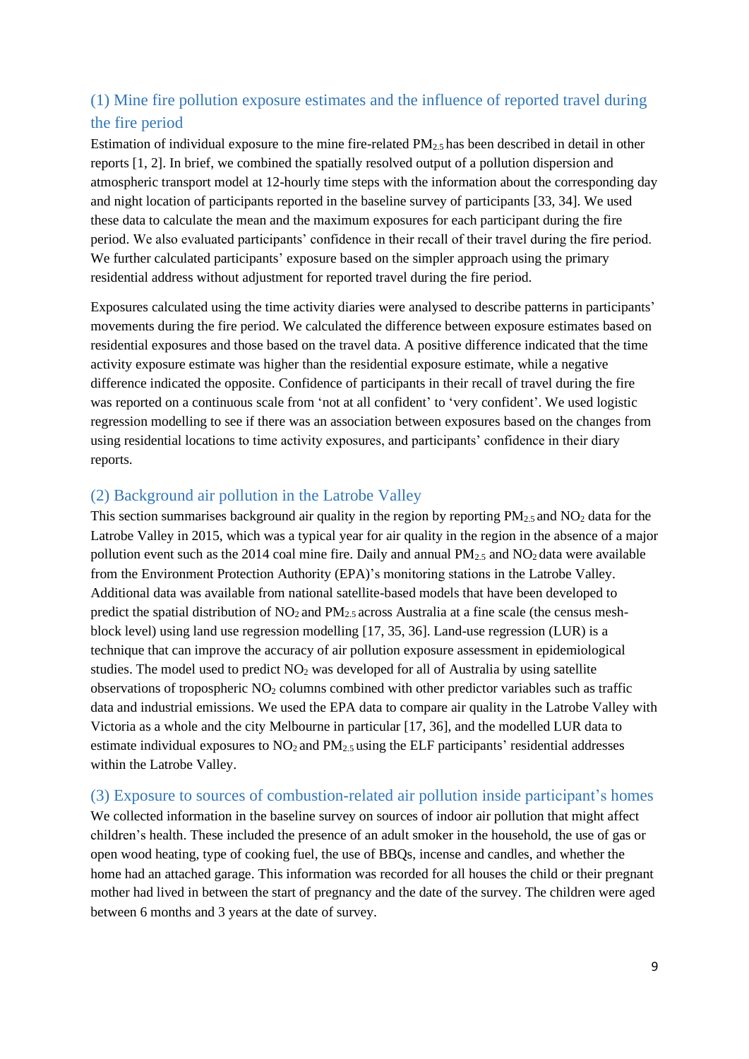### (1) Mine fire pollution exposure estimates and the influence of reported travel during the fire period

Estimation of individual exposure to the mine fire-related $PM_{2.5}$ has been described in detail in other reports [1, 2]. In brief, we combined the spatially resolved output of a pollution dispersion and atmospheric transport model at 12-hourly time steps with the information about the corresponding day and night location of participants reported in the baseline survey of participants [33, 34]. We used these data to calculate the mean and the maximum exposures for each participant during the fire period. We also evaluated participants' confidence in their recall of their travel during the fire period. We further calculated participants' exposure based on the simpler approach using the primary residential address without adjustment for reported travel during the fire period.

Exposures calculated using the time activity diaries were analysed to describe patterns in participants' movements during the fire period. We calculated the difference between exposure estimates based on residential exposures and those based on the travel data. A positive difference indicated that the time activity exposure estimate was higher than the residential exposure estimate, while a negative difference indicated the opposite. Confidence of participants in their recall of travel during the fire was reported on a continuous scale from 'not at all confident' to 'very confident'. We used logistic regression modelling to see if there was an association between exposures based on the changes from using residential locations to time activity exposures, and participants' confidence in their diary reports.

### (2) Background air pollution in the Latrobe Valley

This section summarises background air quality in the region by reporting $PM_{2.5}$ and $NO_2$ data for the Latrobe Valley in 2015, which was a typical year for air quality in the region in the absence of a major pollution event such as the 2014 coal mine fire. Daily and annual $PM_{2.5}$ and $NO_2$ data were available from the Environment Protection Authority (EPA)'s monitoring stations in the Latrobe Valley. Additional data was available from national satellite-based models that have been developed to predict the spatial distribution of $NO_2$ and $PM_{2.5}$ across Australia at a fine scale (the census mesh-block level) using land use regression modelling [17, 35, 36]. Land-use regression (LUR) is a technique that can improve the accuracy of air pollution exposure assessment in epidemiological studies. The model used to predict $NO_2$ was developed for all of Australia by using satellite observations of tropospheric $NO_2$ columns combined with other predictor variables such as traffic data and industrial emissions. We used the EPA data to compare air quality in the Latrobe Valley with Victoria as a whole and the city Melbourne in particular [17, 36], and the modelled LUR data to estimate individual exposures to $NO_2$ and $PM_{2.5}$ using the ELF participants' residential addresses within the Latrobe Valley.

### (3) Exposure to sources of combustion-related air pollution inside participant's homes

We collected information in the baseline survey on sources of indoor air pollution that might affect children's health. These included the presence of an adult smoker in the household, the use of gas or open wood heating, type of cooking fuel, the use of BBQs, incense and candles, and whether the home had an attached garage. This information was recorded for all houses the child or their pregnant mother had lived in between the start of pregnancy and the date of the survey. The children were aged between 6 months and 3 years at the date of survey.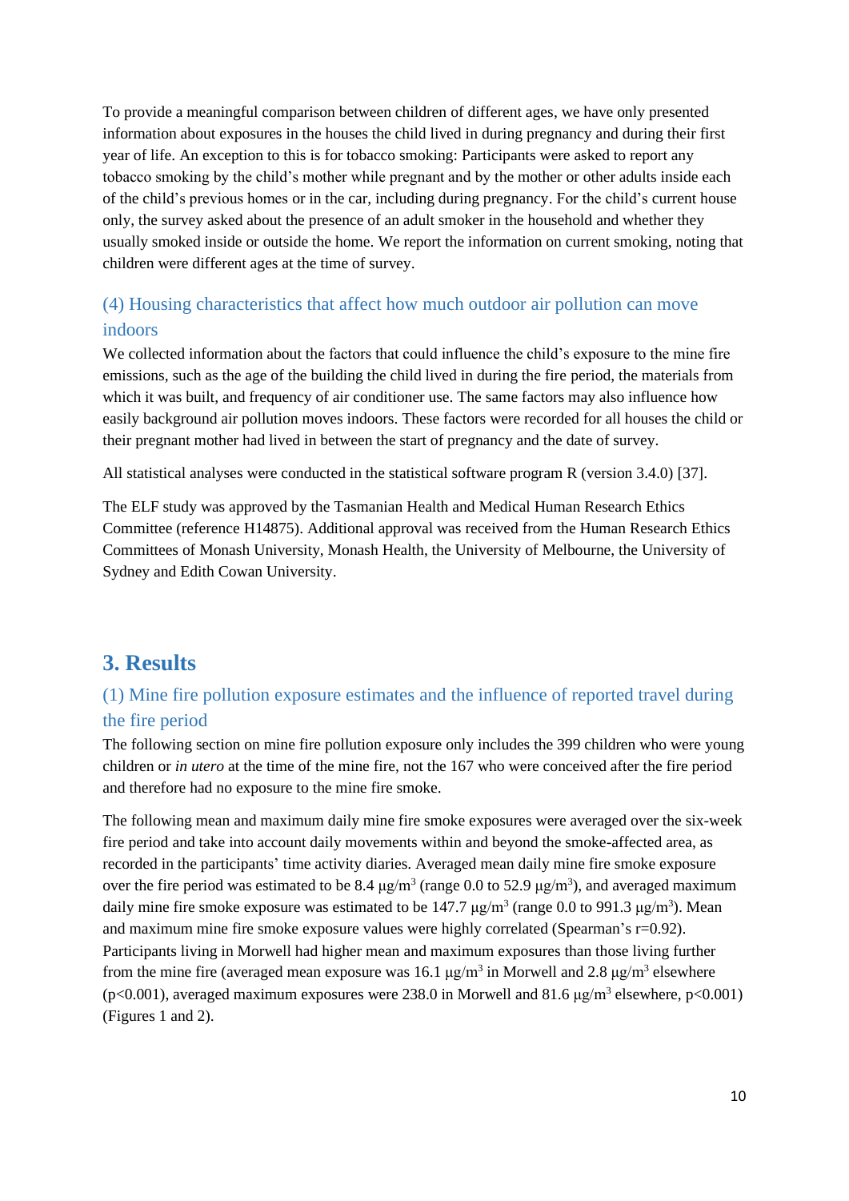To provide a meaningful comparison between children of different ages, we have only presented information about exposures in the houses the child lived in during pregnancy and during their first year of life. An exception to this is for tobacco smoking: Participants were asked to report any tobacco smoking by the child's mother while pregnant and by the mother or other adults inside each of the child's previous homes or in the car, including during pregnancy. For the child's current house only, the survey asked about the presence of an adult smoker in the household and whether they usually smoked inside or outside the home. We report the information on current smoking, noting that children were different ages at the time of survey.

### (4) Housing characteristics that affect how much outdoor air pollution can move indoors

We collected information about the factors that could influence the child's exposure to the mine fire emissions, such as the age of the building the child lived in during the fire period, the materials from which it was built, and frequency of air conditioner use. The same factors may also influence how easily background air pollution moves indoors. These factors were recorded for all houses the child or their pregnant mother had lived in between the start of pregnancy and the date of survey.

All statistical analyses were conducted in the statistical software program R (version 3.4.0) [37].

The ELF study was approved by the Tasmanian Health and Medical Human Research Ethics Committee (reference H14875). Additional approval was received from the Human Research Ethics Committees of Monash University, Monash Health, the University of Melbourne, the University of Sydney and Edith Cowan University.

## 3. Results

### (1) Mine fire pollution exposure estimates and the influence of reported travel during the fire period

The following section on mine fire pollution exposure only includes the 399 children who were young children or *in utero* at the time of the mine fire, not the 167 who were conceived after the fire period and therefore had no exposure to the mine fire smoke.

The following mean and maximum daily mine fire smoke exposures were averaged over the six-week fire period and take into account daily movements within and beyond the smoke-affected area, as recorded in the participants' time activity diaries. Averaged mean daily mine fire smoke exposure over the fire period was estimated to be 8.4 $\mu g/m^3$ (range 0.0 to 52.9 $\mu g/m^3$), and averaged maximum daily mine fire smoke exposure was estimated to be 147.7 $\mu g/m^3$ (range 0.0 to 991.3 $\mu g/m^3$). Mean and maximum mine fire smoke exposure values were highly correlated (Spearman's $r=0.92$). Participants living in Morwell had higher mean and maximum exposures than those living further from the mine fire (averaged mean exposure was 16.1 $\mu g/m^3$ in Morwell and 2.8 $\mu g/m^3$ elsewhere ($p<0.001$), averaged maximum exposures were 238.0 in Morwell and 81.6 $\mu g/m^3$ elsewhere, $p<0.001$) (Figures 1 and 2).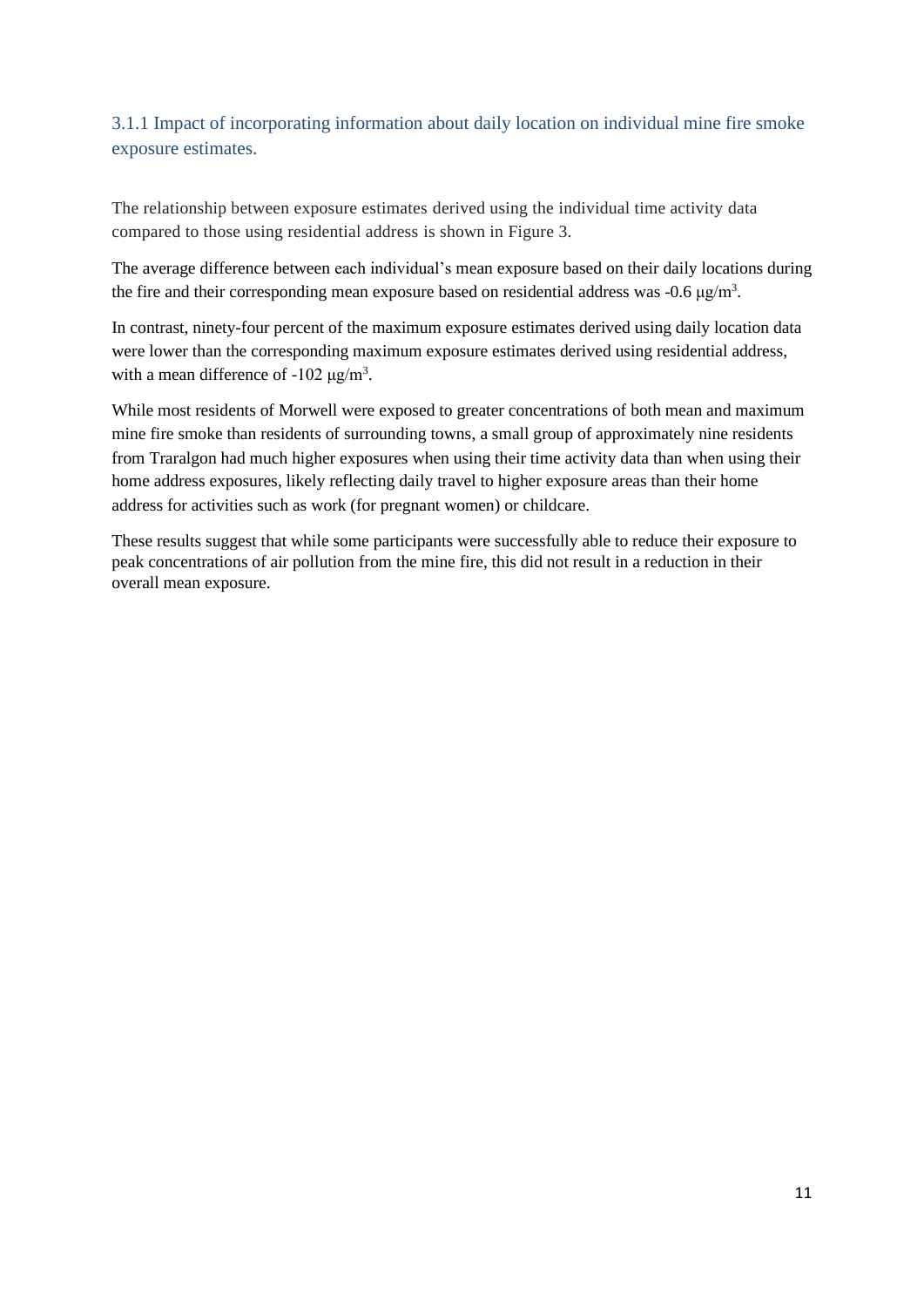### 3.1.1 Impact of incorporating information about daily location on individual mine fire smoke exposure estimates.

The relationship between exposure estimates derived using the individual time activity data compared to those using residential address is shown in Figure 3.

The average difference between each individual's mean exposure based on their daily locations during the fire and their corresponding mean exposure based on residential address was -0.6 $\mu g/m^3$.

In contrast, ninety-four percent of the maximum exposure estimates derived using daily location data were lower than the corresponding maximum exposure estimates derived using residential address, with a mean difference of -102 $\mu g/m^3$.

While most residents of Morwell were exposed to greater concentrations of both mean and maximum mine fire smoke than residents of surrounding towns, a small group of approximately nine residents from Traralgon had much higher exposures when using their time activity data than when using their home address exposures, likely reflecting daily travel to higher exposure areas than their home address for activities such as work (for pregnant women) or childcare.

These results suggest that while some participants were successfully able to reduce their exposure to peak concentrations of air pollution from the mine fire, this did not result in a reduction in their overall mean exposure.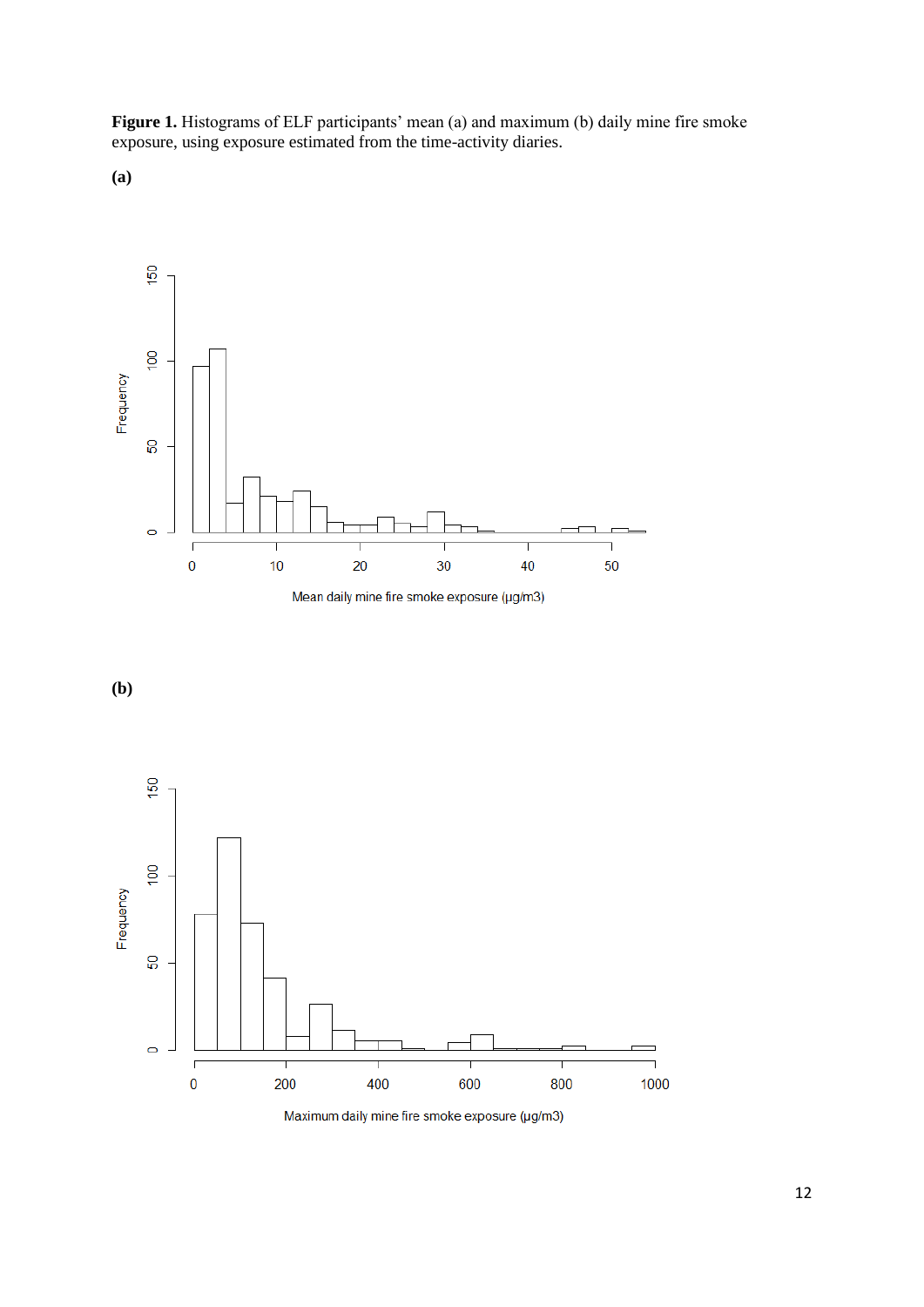**Figure 1.** Histograms of ELF participants' mean (a) and maximum (b) daily mine fire smoke exposure, using exposure estimated from the time-activity diaries.

**(a)**

**(b)**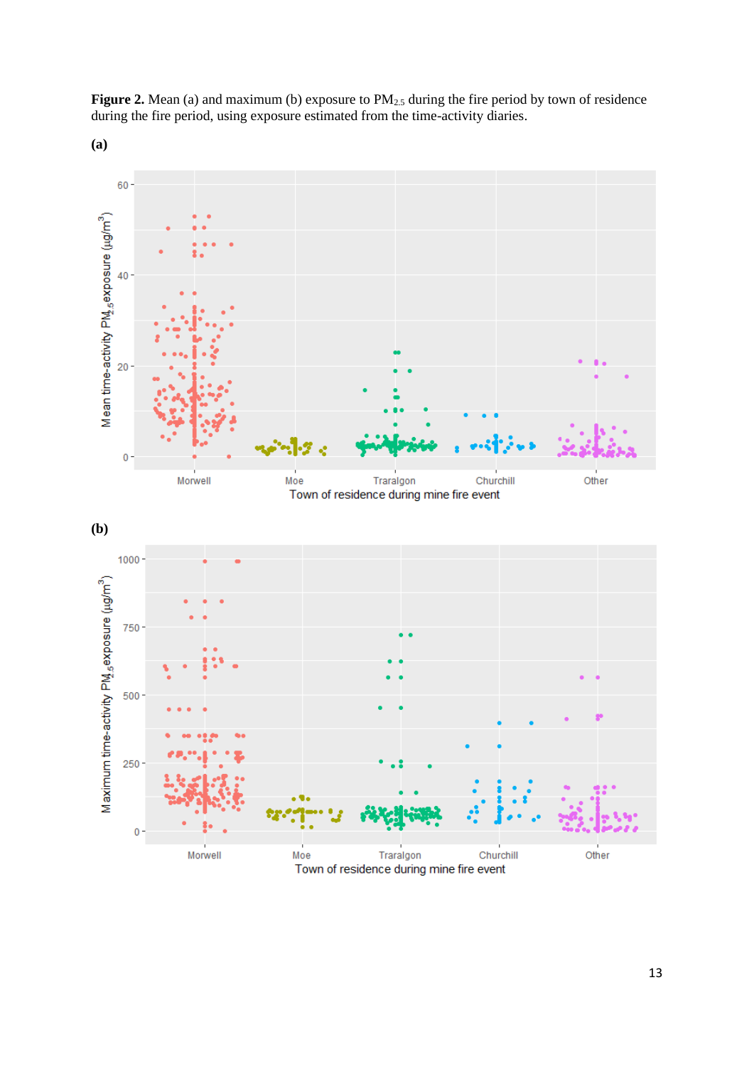**Figure 2.** Mean (a) and maximum (b) exposure to $PM_{2.5}$ during the fire period by town of residence during the fire period, using exposure estimated from the time-activity diaries.

**(a)**

**(b)**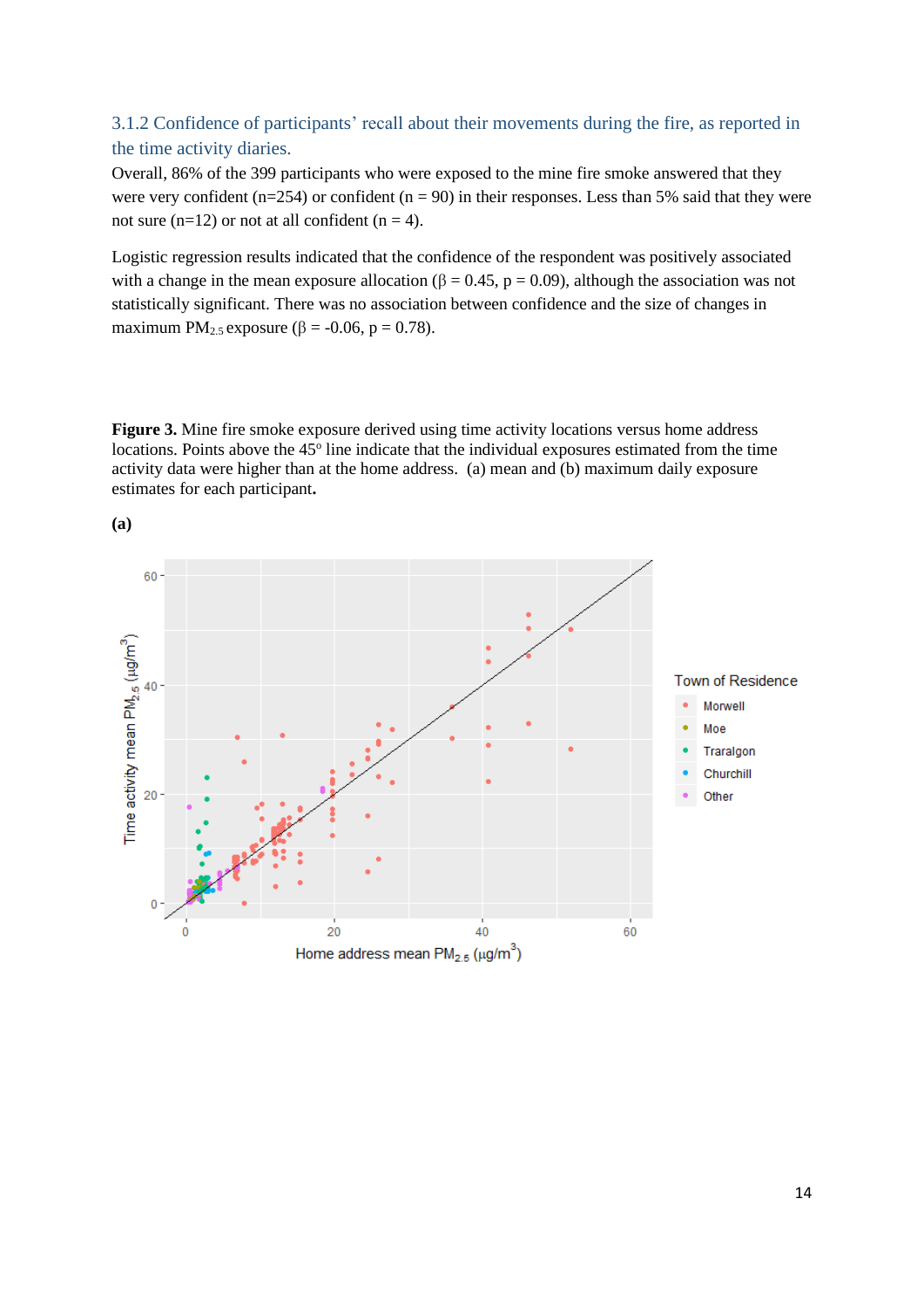### 3.1.2 Confidence of participants' recall about their movements during the fire, as reported in the time activity diaries.

Overall, 86% of the 399 participants who were exposed to the mine fire smoke answered that they were very confident (n=254) or confident (n = 90) in their responses. Less than 5% said that they were not sure (n=12) or not at all confident (n = 4).

Logistic regression results indicated that the confidence of the respondent was positively associated with a change in the mean exposure allocation ($\beta = 0.45$, $p = 0.09$), although the association was not statistically significant. There was no association between confidence and the size of changes in maximum $PM_{2.5}$ exposure ($\beta = -0.06$, $p = 0.78$).

**Figure 3.** Mine fire smoke exposure derived using time activity locations versus home address locations. Points above the 45° line indicate that the individual exposures estimated from the time activity data were higher than at the home address. (a) mean and (b) maximum daily exposure estimates for each participant**.**

**(a)**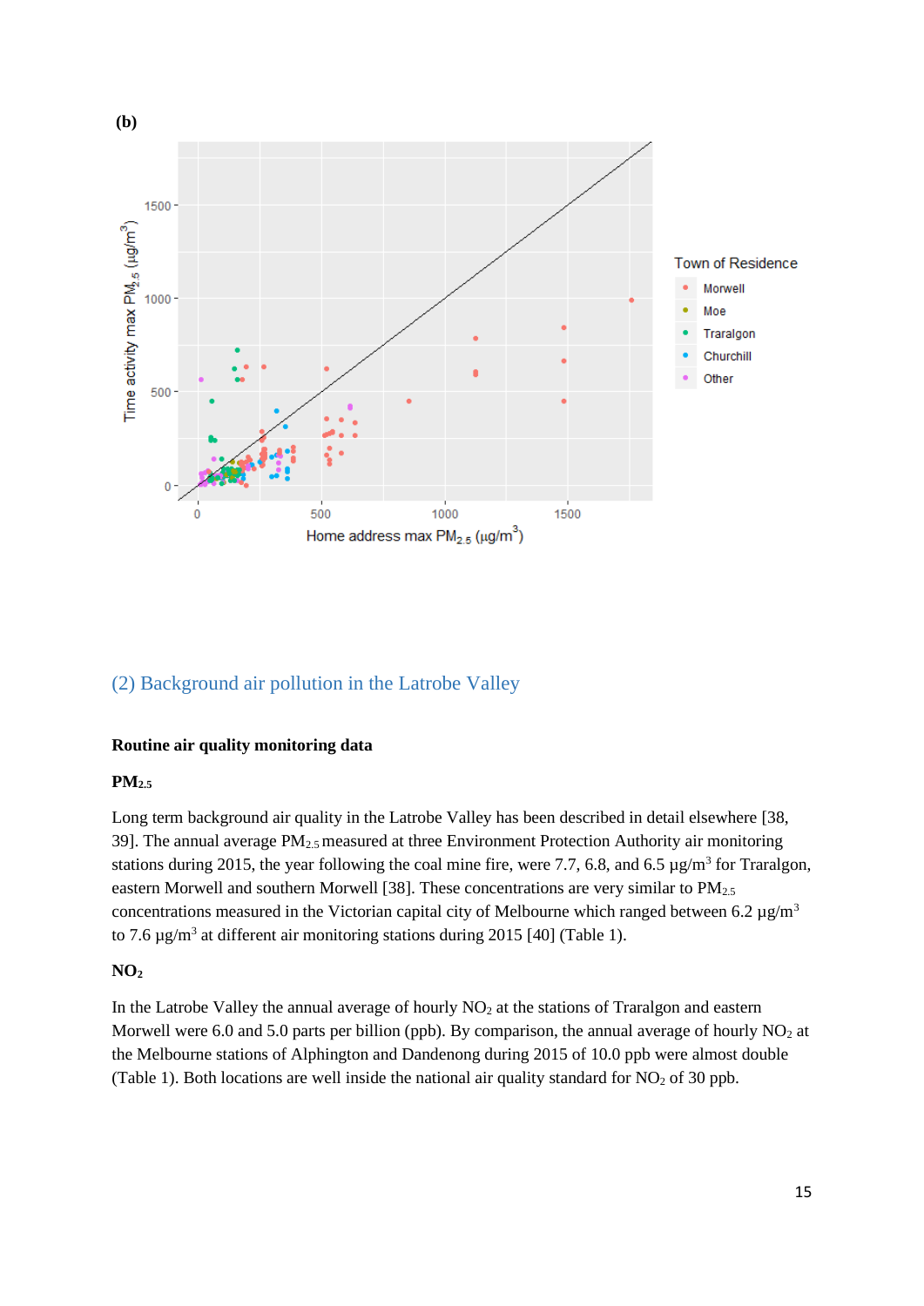**(b)**

## (2) Background air pollution in the Latrobe Valley

### Routine air quality monitoring data

#### $PM_{2.5}$

Long term background air quality in the Latrobe Valley has been described in detail elsewhere [38, 39]. The annual average $PM_{2.5}$ measured at three Environment Protection Authority air monitoring stations during 2015, the year following the coal mine fire, were 7.7, 6.8, and 6.5 μg/m$^3$ for Traralgon, eastern Morwell and southern Morwell [38]. These concentrations are very similar to $PM_{2.5}$ concentrations measured in the Victorian capital city of Melbourne which ranged between 6.2 μg/m$^3$ to 7.6 μg/m$^3$ at different air monitoring stations during 2015 [40] (Table 1).

#### $NO_2$

In the Latrobe Valley the annual average of hourly $NO_2$ at the stations of Traralgon and eastern Morwell were 6.0 and 5.0 parts per billion (ppb). By comparison, the annual average of hourly $NO_2$ at the Melbourne stations of Alphington and Dandenong during 2015 of 10.0 ppb were almost double (Table 1). Both locations are well inside the national air quality standard for $NO_2$ of 30 ppb.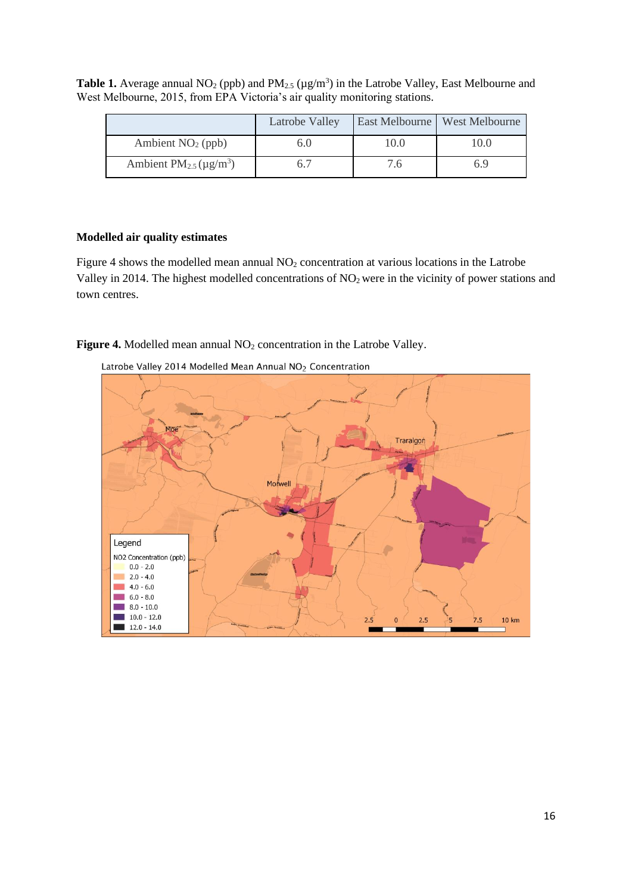**Table 1.** Average annual $NO_2$ (ppb) and $PM_{2.5}$ ($\mu g/m^3$) in the Latrobe Valley, East Melbourne and West Melbourne, 2015, from EPA Victoria's air quality monitoring stations.

| | Latrobe Valley | East Melbourne | West Melbourne |
|---|---|---|---|
| Ambient $NO_2$ (ppb) | 6.0 | 10.0 | 10.0 |
| Ambient $PM_{2.5}$ ($\mu g/m^3$) | 6.7 | 7.6 | 6.9 |

**Modelled air quality estimates**

Figure 4 shows the modelled mean annual $NO_2$ concentration at various locations in the Latrobe Valley in 2014. The highest modelled concentrations of $NO_2$ were in the vicinity of power stations and town centres.

**Figure 4.** Modelled mean annual $NO_2$ concentration in the Latrobe Valley.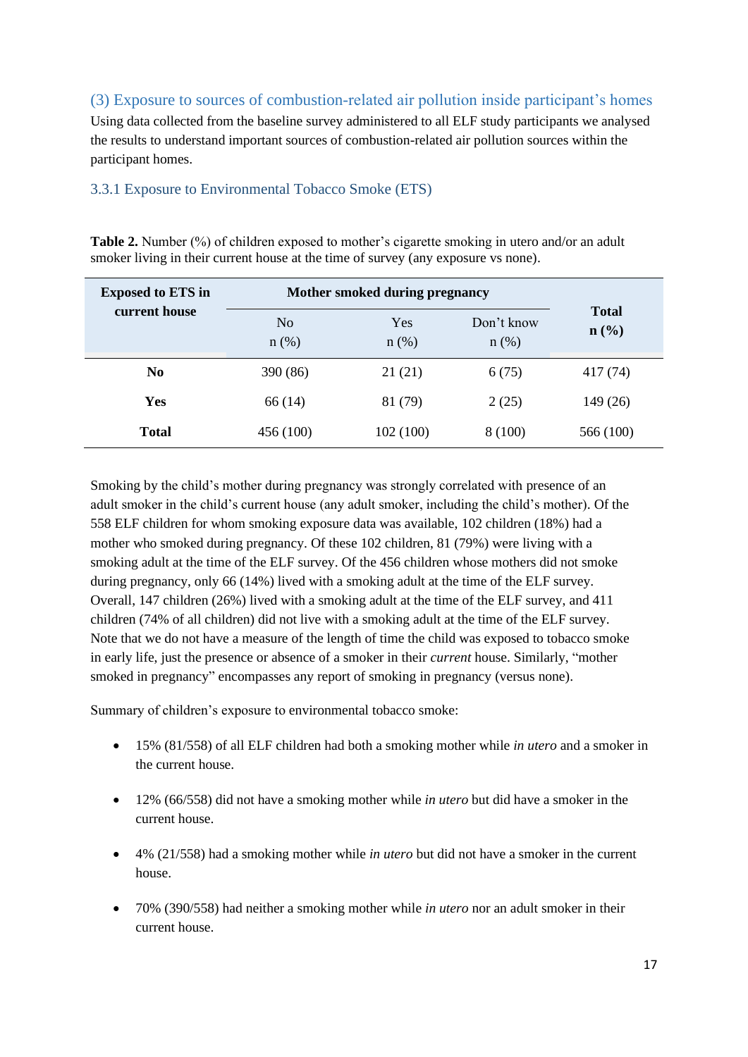## (3) Exposure to sources of combustion-related air pollution inside participant's homes

Using data collected from the baseline survey administered to all ELF study participants we analysed the results to understand important sources of combustion-related air pollution sources within the participant homes.

### 3.3.1 Exposure to Environmental Tobacco Smoke (ETS)

**Table 2.** Number (%) of children exposed to mother's cigarette smoking in utero and/or an adult smoker living in their current house at the time of survey (any exposure vs none).

| **Exposed to ETS in current house** | **Mother smoked during pregnancy** | | | **Total n (%)** |
|---|---|---|---|---|
| | No n (%) | Yes n (%) | Don't know n (%) | |
| **No** | 390 (86) | 21 (21) | 6 (75) | 417 (74) |
| **Yes** | 66 (14) | 81 (79) | 2 (25) | 149 (26) |
| **Total** | 456 (100) | 102 (100) | 8 (100) | 566 (100) |

Smoking by the child's mother during pregnancy was strongly correlated with presence of an adult smoker in the child's current house (any adult smoker, including the child's mother). Of the 558 ELF children for whom smoking exposure data was available, 102 children (18%) had a mother who smoked during pregnancy. Of these 102 children, 81 (79%) were living with a smoking adult at the time of the ELF survey. Of the 456 children whose mothers did not smoke during pregnancy, only 66 (14%) lived with a smoking adult at the time of the ELF survey. Overall, 147 children (26%) lived with a smoking adult at the time of the ELF survey, and 411 children (74% of all children) did not live with a smoking adult at the time of the ELF survey. Note that we do not have a measure of the length of time the child was exposed to tobacco smoke in early life, just the presence or absence of a smoker in their *current* house. Similarly, "mother smoked in pregnancy" encompasses any report of smoking in pregnancy (versus none).

Summary of children's exposure to environmental tobacco smoke:

- 15% (81/558) of all ELF children had both a smoking mother while *in utero* and a smoker in the current house.
- 12% (66/558) did not have a smoking mother while *in utero* but did have a smoker in the current house.
- 4% (21/558) had a smoking mother while *in utero* but did not have a smoker in the current house.
- 70% (390/558) had neither a smoking mother while *in utero* nor an adult smoker in their current house.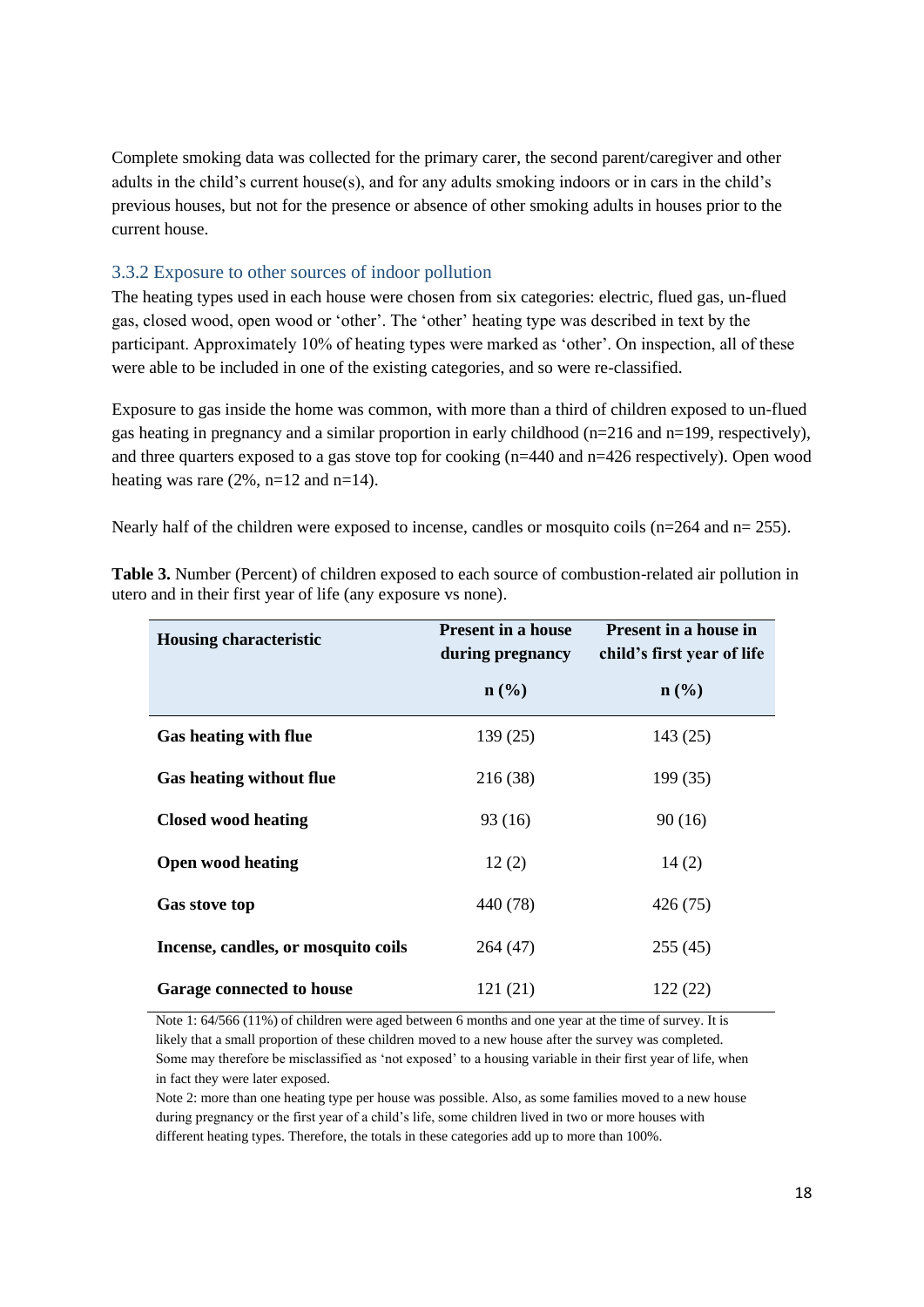Complete smoking data was collected for the primary carer, the second parent/caregiver and other adults in the child's current house(s), and for any adults smoking indoors or in cars in the child's previous houses, but not for the presence or absence of other smoking adults in houses prior to the current house.

### 3.3.2 Exposure to other sources of indoor pollution

The heating types used in each house were chosen from six categories: electric, flued gas, un-flued gas, closed wood, open wood or 'other'. The 'other' heating type was described in text by the participant. Approximately 10% of heating types were marked as 'other'. On inspection, all of these were able to be included in one of the existing categories, and so were re-classified.

Exposure to gas inside the home was common, with more than a third of children exposed to un-flued gas heating in pregnancy and a similar proportion in early childhood (n=216 and n=199, respectively), and three quarters exposed to a gas stove top for cooking (n=440 and n=426 respectively). Open wood heating was rare (2%, n=12 and n=14).

Nearly half of the children were exposed to incense, candles or mosquito coils (n=264 and n= 255).

**Table 3.** Number (Percent) of children exposed to each source of combustion-related air pollution in utero and in their first year of life (any exposure vs none).

| Housing characteristic | Present in a house during pregnancy n (%) | Present in a house in child's first year of life n (%) |
|---|---|---|
| **Gas heating with flue** | 139 (25) | 143 (25) |
| **Gas heating without flue** | 216 (38) | 199 (35) |
| **Closed wood heating** | 93 (16) | 90 (16) |
| **Open wood heating** | 12 (2) | 14 (2) |
| **Gas stove top** | 440 (78) | 426 (75) |
| **Incense, candles, or mosquito coils** | 264 (47) | 255 (45) |
| **Garage connected to house** | 121 (21) | 122 (22) |

Note 1: 64/566 (11%) of children were aged between 6 months and one year at the time of survey. It is likely that a small proportion of these children moved to a new house after the survey was completed. Some may therefore be misclassified as 'not exposed' to a housing variable in their first year of life, when in fact they were later exposed.

Note 2: more than one heating type per house was possible. Also, as some families moved to a new house during pregnancy or the first year of a child's life, some children lived in two or more houses with different heating types. Therefore, the totals in these categories add up to more than 100%.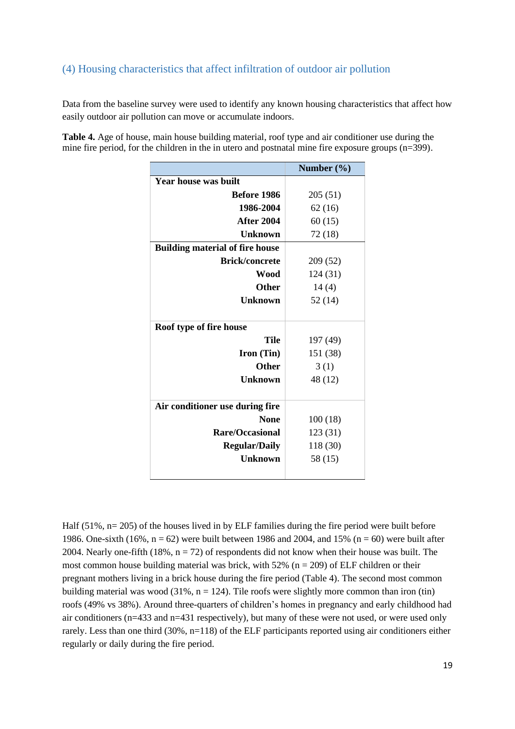### (4) Housing characteristics that affect infiltration of outdoor air pollution

Data from the baseline survey were used to identify any known housing characteristics that affect how easily outdoor air pollution can move or accumulate indoors.

**Table 4.** Age of house, main house building material, roof type and air conditioner use during the mine fire period, for the children in the in utero and postnatal mine fire exposure groups (n=399).

| | Number (%) |
|---|---|
| **Year house was built** | |
| **Before 1986** | 205 (51) |
| **1986-2004** | 62 (16) |
| **After 2004** | 60 (15) |
| **Unknown** | 72 (18) |
| **Building material of fire house** | |
| **Brick/concrete** | 209 (52) |
| **Wood** | 124 (31) |
| **Other** | 14 (4) |
| **Unknown** | 52 (14) |
| **Roof type of fire house** | |
| **Tile** | 197 (49) |
| **Iron (Tin)** | 151 (38) |
| **Other** | 3 (1) |
| **Unknown** | 48 (12) |
| **Air conditioner use during fire** | |
| **None** | 100 (18) |
| **Rare/Occasional** | 123 (31) |
| **Regular/Daily** | 118 (30) |
| **Unknown** | 58 (15) |

Half (51%, n= 205) of the houses lived in by ELF families during the fire period were built before 1986. One-sixth (16%, n = 62) were built between 1986 and 2004, and 15% (n = 60) were built after 2004. Nearly one-fifth (18%, n = 72) of respondents did not know when their house was built. The most common house building material was brick, with 52% (n = 209) of ELF children or their pregnant mothers living in a brick house during the fire period (Table 4). The second most common building material was wood (31%, n = 124). Tile roofs were slightly more common than iron (tin) roofs (49% vs 38%). Around three-quarters of children's homes in pregnancy and early childhood had air conditioners (n=433 and n=431 respectively), but many of these were not used, or were used only rarely. Less than one third (30%, n=118) of the ELF participants reported using air conditioners either regularly or daily during the fire period.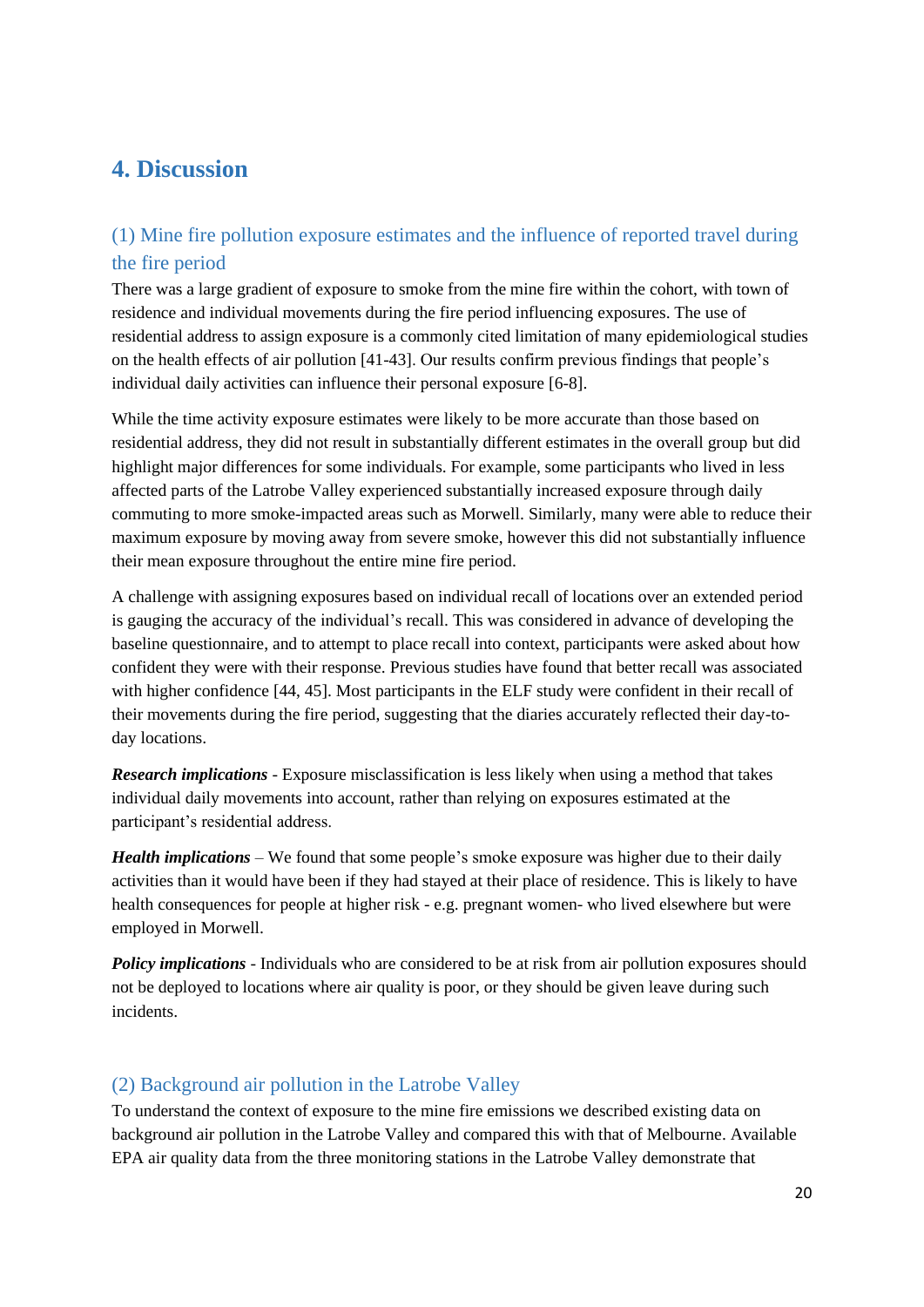# 4. Discussion

## (1) Mine fire pollution exposure estimates and the influence of reported travel during the fire period

There was a large gradient of exposure to smoke from the mine fire within the cohort, with town of residence and individual movements during the fire period influencing exposures. The use of residential address to assign exposure is a commonly cited limitation of many epidemiological studies on the health effects of air pollution [41-43]. Our results confirm previous findings that people's individual daily activities can influence their personal exposure [6-8].

While the time activity exposure estimates were likely to be more accurate than those based on residential address, they did not result in substantially different estimates in the overall group but did highlight major differences for some individuals. For example, some participants who lived in less affected parts of the Latrobe Valley experienced substantially increased exposure through daily commuting to more smoke-impacted areas such as Morwell. Similarly, many were able to reduce their maximum exposure by moving away from severe smoke, however this did not substantially influence their mean exposure throughout the entire mine fire period.

A challenge with assigning exposures based on individual recall of locations over an extended period is gauging the accuracy of the individual's recall. This was considered in advance of developing the baseline questionnaire, and to attempt to place recall into context, participants were asked about how confident they were with their response. Previous studies have found that better recall was associated with higher confidence [44, 45]. Most participants in the ELF study were confident in their recall of their movements during the fire period, suggesting that the diaries accurately reflected their day-to-day locations.

***Research implications*** - Exposure misclassification is less likely when using a method that takes individual daily movements into account, rather than relying on exposures estimated at the participant's residential address.

***Health implications*** – We found that some people's smoke exposure was higher due to their daily activities than it would have been if they had stayed at their place of residence. This is likely to have health consequences for people at higher risk - e.g. pregnant women- who lived elsewhere but were employed in Morwell.

***Policy implications*** - Individuals who are considered to be at risk from air pollution exposures should not be deployed to locations where air quality is poor, or they should be given leave during such incidents.

## (2) Background air pollution in the Latrobe Valley

To understand the context of exposure to the mine fire emissions we described existing data on background air pollution in the Latrobe Valley and compared this with that of Melbourne. Available EPA air quality data from the three monitoring stations in the Latrobe Valley demonstrate that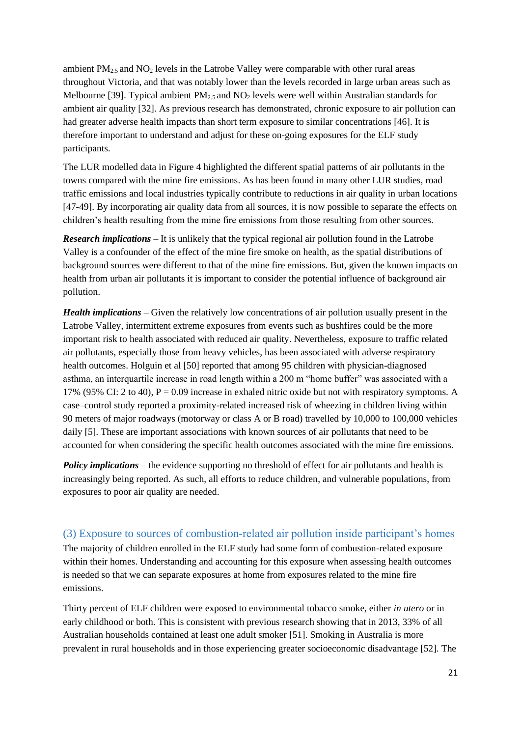ambient $PM_{2.5}$ and $NO_2$ levels in the Latrobe Valley were comparable with other rural areas throughout Victoria, and that was notably lower than the levels recorded in large urban areas such as Melbourne [39]. Typical ambient $PM_{2.5}$ and $NO_2$ levels were well within Australian standards for ambient air quality [32]. As previous research has demonstrated, chronic exposure to air pollution can had greater adverse health impacts than short term exposure to similar concentrations [46]. It is therefore important to understand and adjust for these on-going exposures for the ELF study participants.

The LUR modelled data in Figure 4 highlighted the different spatial patterns of air pollutants in the towns compared with the mine fire emissions. As has been found in many other LUR studies, road traffic emissions and local industries typically contribute to reductions in air quality in urban locations [47-49]. By incorporating air quality data from all sources, it is now possible to separate the effects on children's health resulting from the mine fire emissions from those resulting from other sources.

***Research implications*** – It is unlikely that the typical regional air pollution found in the Latrobe Valley is a confounder of the effect of the mine fire smoke on health, as the spatial distributions of background sources were different to that of the mine fire emissions. But, given the known impacts on health from urban air pollutants it is important to consider the potential influence of background air pollution.

***Health implications*** – Given the relatively low concentrations of air pollution usually present in the Latrobe Valley, intermittent extreme exposures from events such as bushfires could be the more important risk to health associated with reduced air quality. Nevertheless, exposure to traffic related air pollutants, especially those from heavy vehicles, has been associated with adverse respiratory health outcomes. Holguin et al [50] reported that among 95 children with physician-diagnosed asthma, an interquartile increase in road length within a 200 m "home buffer" was associated with a 17% (95% CI: 2 to 40), $P = 0.09$ increase in exhaled nitric oxide but not with respiratory symptoms. A case–control study reported a proximity-related increased risk of wheezing in children living within 90 meters of major roadways (motorway or class A or B road) travelled by 10,000 to 100,000 vehicles daily [5]. These are important associations with known sources of air pollutants that need to be accounted for when considering the specific health outcomes associated with the mine fire emissions.

***Policy implications*** – the evidence supporting no threshold of effect for air pollutants and health is increasingly being reported. As such, all efforts to reduce children, and vulnerable populations, from exposures to poor air quality are needed.

## (3) Exposure to sources of combustion-related air pollution inside participant's homes

The majority of children enrolled in the ELF study had some form of combustion-related exposure within their homes. Understanding and accounting for this exposure when assessing health outcomes is needed so that we can separate exposures at home from exposures related to the mine fire emissions.

Thirty percent of ELF children were exposed to environmental tobacco smoke, either *in utero* or in early childhood or both. This is consistent with previous research showing that in 2013, 33% of all Australian households contained at least one adult smoker [51]. Smoking in Australia is more prevalent in rural households and in those experiencing greater socioeconomic disadvantage [52]. The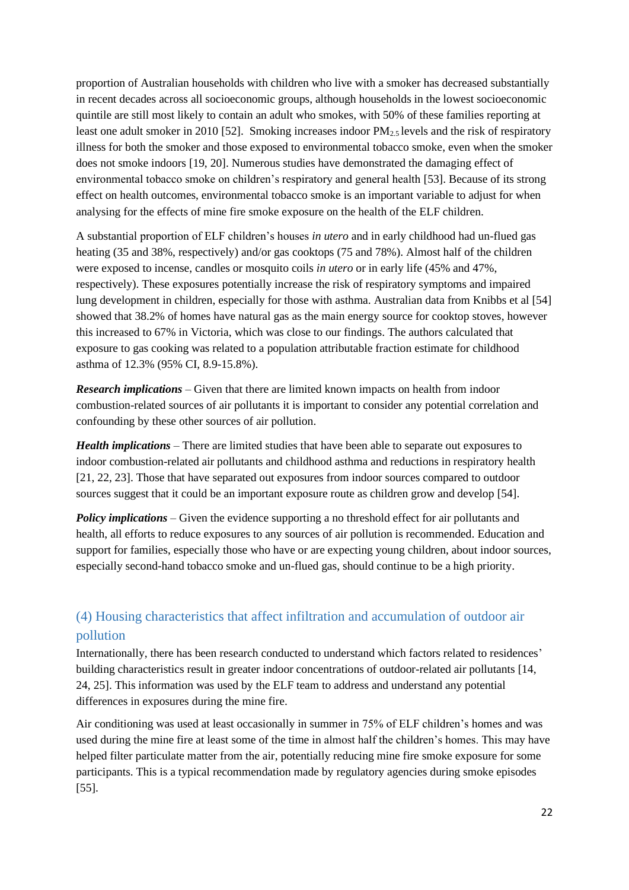proportion of Australian households with children who live with a smoker has decreased substantially in recent decades across all socioeconomic groups, although households in the lowest socioeconomic quintile are still most likely to contain an adult who smokes, with 50% of these families reporting at least one adult smoker in 2010 [52]. Smoking increases indoor $PM_{2.5}$ levels and the risk of respiratory illness for both the smoker and those exposed to environmental tobacco smoke, even when the smoker does not smoke indoors [19, 20]. Numerous studies have demonstrated the damaging effect of environmental tobacco smoke on children's respiratory and general health [53]. Because of its strong effect on health outcomes, environmental tobacco smoke is an important variable to adjust for when analysing for the effects of mine fire smoke exposure on the health of the ELF children.

A substantial proportion of ELF children's houses *in utero* and in early childhood had un-flued gas heating (35 and 38%, respectively) and/or gas cooktops (75 and 78%). Almost half of the children were exposed to incense, candles or mosquito coils *in utero* or in early life (45% and 47%, respectively). These exposures potentially increase the risk of respiratory symptoms and impaired lung development in children, especially for those with asthma. Australian data from Knibbs et al [54] showed that 38.2% of homes have natural gas as the main energy source for cooktop stoves, however this increased to 67% in Victoria, which was close to our findings. The authors calculated that exposure to gas cooking was related to a population attributable fraction estimate for childhood asthma of 12.3% (95% CI, 8.9-15.8%).

***Research implications*** – Given that there are limited known impacts on health from indoor combustion-related sources of air pollutants it is important to consider any potential correlation and confounding by these other sources of air pollution.

***Health implications*** – There are limited studies that have been able to separate out exposures to indoor combustion-related air pollutants and childhood asthma and reductions in respiratory health [21, 22, 23]. Those that have separated out exposures from indoor sources compared to outdoor sources suggest that it could be an important exposure route as children grow and develop [54].

***Policy implications*** – Given the evidence supporting a no threshold effect for air pollutants and health, all efforts to reduce exposures to any sources of air pollution is recommended. Education and support for families, especially those who have or are expecting young children, about indoor sources, especially second-hand tobacco smoke and un-flued gas, should continue to be a high priority.

## (4) Housing characteristics that affect infiltration and accumulation of outdoor air pollution

Internationally, there has been research conducted to understand which factors related to residences' building characteristics result in greater indoor concentrations of outdoor-related air pollutants [14, 24, 25]. This information was used by the ELF team to address and understand any potential differences in exposures during the mine fire.

Air conditioning was used at least occasionally in summer in 75% of ELF children's homes and was used during the mine fire at least some of the time in almost half the children's homes. This may have helped filter particulate matter from the air, potentially reducing mine fire smoke exposure for some participants. This is a typical recommendation made by regulatory agencies during smoke episodes [55].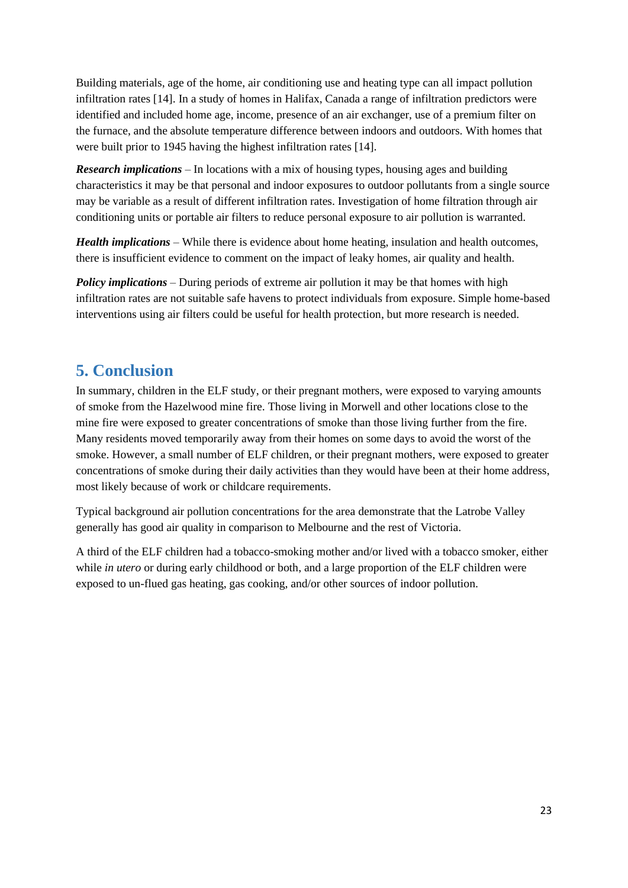Building materials, age of the home, air conditioning use and heating type can all impact pollution infiltration rates [14]. In a study of homes in Halifax, Canada a range of infiltration predictors were identified and included home age, income, presence of an air exchanger, use of a premium filter on the furnace, and the absolute temperature difference between indoors and outdoors. With homes that were built prior to 1945 having the highest infiltration rates [14].

***Research implications*** – In locations with a mix of housing types, housing ages and building characteristics it may be that personal and indoor exposures to outdoor pollutants from a single source may be variable as a result of different infiltration rates. Investigation of home filtration through air conditioning units or portable air filters to reduce personal exposure to air pollution is warranted.

***Health implications*** – While there is evidence about home heating, insulation and health outcomes, there is insufficient evidence to comment on the impact of leaky homes, air quality and health.

***Policy implications*** – During periods of extreme air pollution it may be that homes with high infiltration rates are not suitable safe havens to protect individuals from exposure. Simple home-based interventions using air filters could be useful for health protection, but more research is needed.

## 5. Conclusion

In summary, children in the ELF study, or their pregnant mothers, were exposed to varying amounts of smoke from the Hazelwood mine fire. Those living in Morwell and other locations close to the mine fire were exposed to greater concentrations of smoke than those living further from the fire. Many residents moved temporarily away from their homes on some days to avoid the worst of the smoke. However, a small number of ELF children, or their pregnant mothers, were exposed to greater concentrations of smoke during their daily activities than they would have been at their home address, most likely because of work or childcare requirements.

Typical background air pollution concentrations for the area demonstrate that the Latrobe Valley generally has good air quality in comparison to Melbourne and the rest of Victoria.

A third of the ELF children had a tobacco-smoking mother and/or lived with a tobacco smoker, either while *in utero* or during early childhood or both, and a large proportion of the ELF children were exposed to un-flued gas heating, gas cooking, and/or other sources of indoor pollution.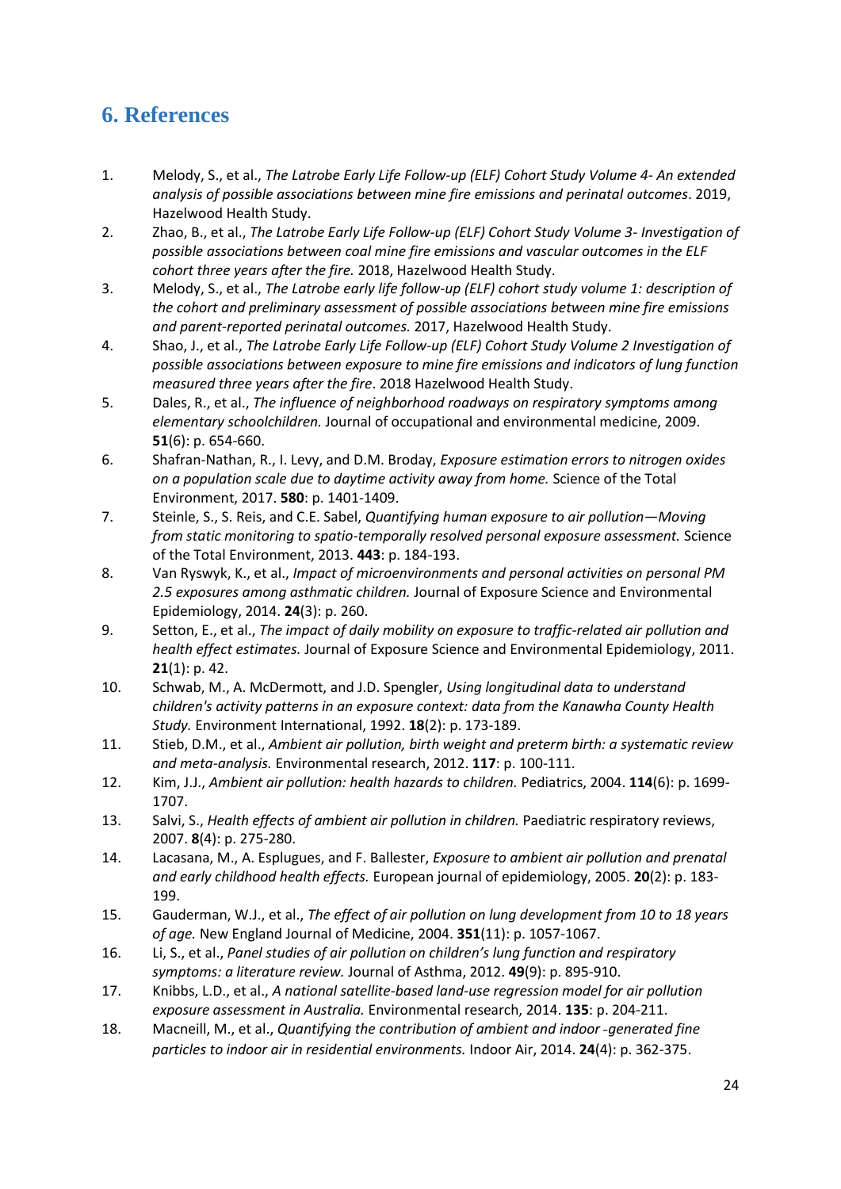## 6. References

1. Melody, S., et al., *The Latrobe Early Life Follow-up (ELF) Cohort Study Volume 4- An extended analysis of possible associations between mine fire emissions and perinatal outcomes*. 2019, Hazelwood Health Study.
2. Zhao, B., et al., *The Latrobe Early Life Follow-up (ELF) Cohort Study Volume 3- Investigation of possible associations between coal mine fire emissions and vascular outcomes in the ELF cohort three years after the fire.* 2018, Hazelwood Health Study.
3. Melody, S., et al., *The Latrobe early life follow-up (ELF) cohort study volume 1: description of the cohort and preliminary assessment of possible associations between mine fire emissions and parent-reported perinatal outcomes.* 2017, Hazelwood Health Study.
4. Shao, J., et al., *The Latrobe Early Life Follow-up (ELF) Cohort Study Volume 2 Investigation of possible associations between exposure to mine fire emissions and indicators of lung function measured three years after the fire*. 2018 Hazelwood Health Study.
5. Dales, R., et al., *The influence of neighborhood roadways on respiratory symptoms among elementary schoolchildren.* Journal of occupational and environmental medicine, 2009. **51**(6): p. 654-660.
6. Shafran-Nathan, R., I. Levy, and D.M. Broday, *Exposure estimation errors to nitrogen oxides on a population scale due to daytime activity away from home.* Science of the Total Environment, 2017. **580**: p. 1401-1409.
7. Steinle, S., S. Reis, and C.E. Sabel, *Quantifying human exposure to air pollution—Moving from static monitoring to spatio-temporally resolved personal exposure assessment.* Science of the Total Environment, 2013. **443**: p. 184-193.
8. Van Ryswyk, K., et al., *Impact of microenvironments and personal activities on personal PM 2.5 exposures among asthmatic children.* Journal of Exposure Science and Environmental Epidemiology, 2014. **24**(3): p. 260.
9. Setton, E., et al., *The impact of daily mobility on exposure to traffic-related air pollution and health effect estimates.* Journal of Exposure Science and Environmental Epidemiology, 2011. **21**(1): p. 42.
10. Schwab, M., A. McDermott, and J.D. Spengler, *Using longitudinal data to understand children's activity patterns in an exposure context: data from the Kanawha County Health Study.* Environment International, 1992. **18**(2): p. 173-189.
11. Stieb, D.M., et al., *Ambient air pollution, birth weight and preterm birth: a systematic review and meta-analysis.* Environmental research, 2012. **117**: p. 100-111.
12. Kim, J.J., *Ambient air pollution: health hazards to children.* Pediatrics, 2004. **114**(6): p. 1699-1707.
13. Salvi, S., *Health effects of ambient air pollution in children.* Paediatric respiratory reviews, 2007. **8**(4): p. 275-280.
14. Lacasana, M., A. Esplugues, and F. Ballester, *Exposure to ambient air pollution and prenatal and early childhood health effects.* European journal of epidemiology, 2005. **20**(2): p. 183-199.
15. Gauderman, W.J., et al., *The effect of air pollution on lung development from 10 to 18 years of age.* New England Journal of Medicine, 2004. **351**(11): p. 1057-1067.
16. Li, S., et al., *Panel studies of air pollution on children's lung function and respiratory symptoms: a literature review.* Journal of Asthma, 2012. **49**(9): p. 895-910.
17. Knibbs, L.D., et al., *A national satellite-based land-use regression model for air pollution exposure assessment in Australia.* Environmental research, 2014. **135**: p. 204-211.
18. Macneill, M., et al., *Quantifying the contribution of ambient and indoor‐generated fine particles to indoor air in residential environments.* Indoor Air, 2014. **24**(4): p. 362-375.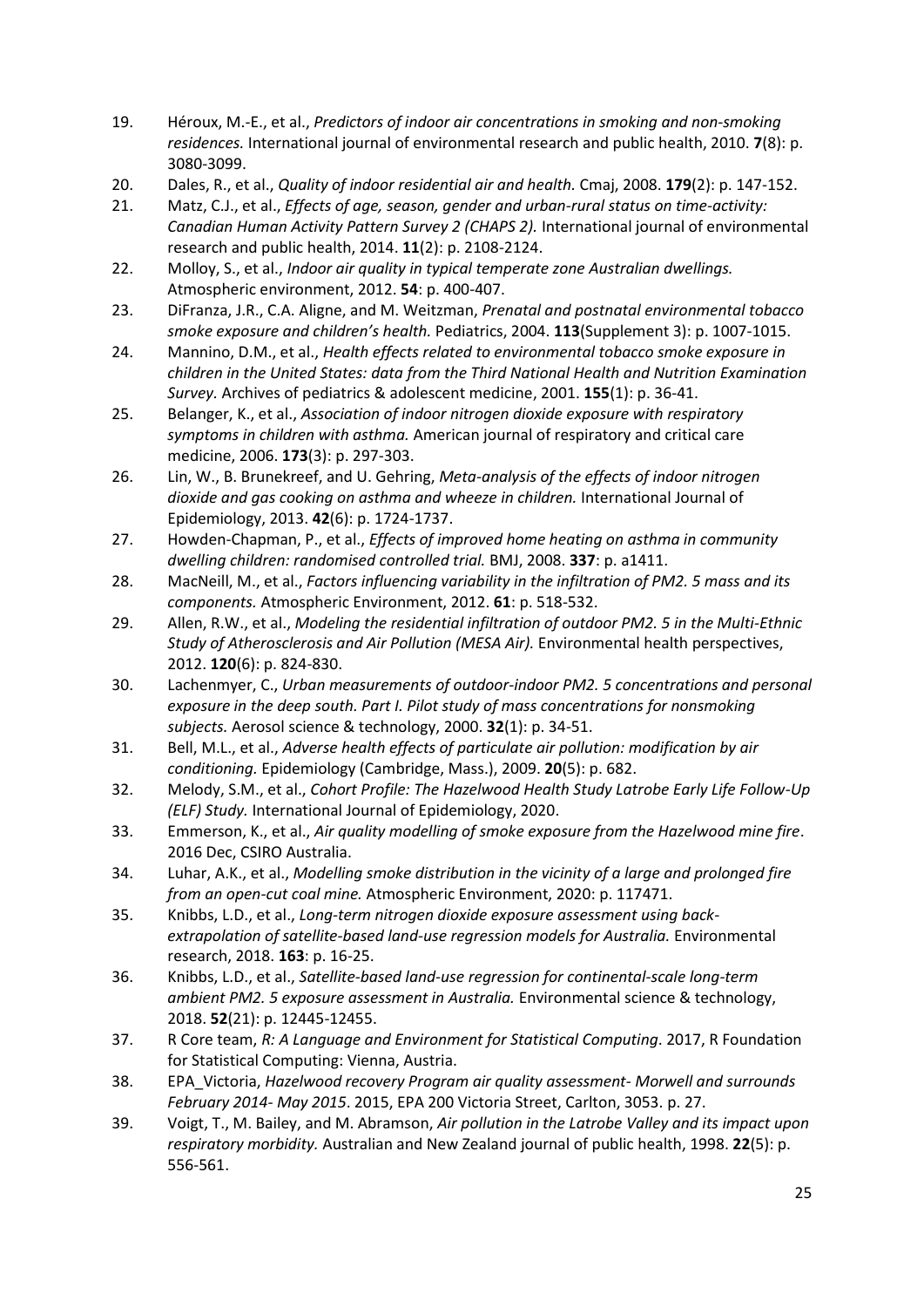19. Héroux, M.-E., et al., *Predictors of indoor air concentrations in smoking and non-smoking residences.* International journal of environmental research and public health, 2010. **7**(8): p. 3080-3099.
20. Dales, R., et al., *Quality of indoor residential air and health.* Cmaj, 2008. **179**(2): p. 147-152.
21. Matz, C.J., et al., *Effects of age, season, gender and urban-rural status on time-activity: Canadian Human Activity Pattern Survey 2 (CHAPS 2).* International journal of environmental research and public health, 2014. **11**(2): p. 2108-2124.
22. Molloy, S., et al., *Indoor air quality in typical temperate zone Australian dwellings.* Atmospheric environment, 2012. **54**: p. 400-407.
23. DiFranza, J.R., C.A. Aligne, and M. Weitzman, *Prenatal and postnatal environmental tobacco smoke exposure and children's health.* Pediatrics, 2004. **113**(Supplement 3): p. 1007-1015.
24. Mannino, D.M., et al., *Health effects related to environmental tobacco smoke exposure in children in the United States: data from the Third National Health and Nutrition Examination Survey.* Archives of pediatrics & adolescent medicine, 2001. **155**(1): p. 36-41.
25. Belanger, K., et al., *Association of indoor nitrogen dioxide exposure with respiratory symptoms in children with asthma.* American journal of respiratory and critical care medicine, 2006. **173**(3): p. 297-303.
26. Lin, W., B. Brunekreef, and U. Gehring, *Meta-analysis of the effects of indoor nitrogen dioxide and gas cooking on asthma and wheeze in children.* International Journal of Epidemiology, 2013. **42**(6): p. 1724-1737.
27. Howden-Chapman, P., et al., *Effects of improved home heating on asthma in community dwelling children: randomised controlled trial.* BMJ, 2008. **337**: p. a1411.
28. MacNeill, M., et al., *Factors influencing variability in the infiltration of PM2. 5 mass and its components.* Atmospheric Environment, 2012. **61**: p. 518-532.
29. Allen, R.W., et al., *Modeling the residential infiltration of outdoor PM2. 5 in the Multi-Ethnic Study of Atherosclerosis and Air Pollution (MESA Air).* Environmental health perspectives, 2012. **120**(6): p. 824-830.
30. Lachenmyer, C., *Urban measurements of outdoor-indoor PM2. 5 concentrations and personal exposure in the deep south. Part I. Pilot study of mass concentrations for nonsmoking subjects.* Aerosol science & technology, 2000. **32**(1): p. 34-51.
31. Bell, M.L., et al., *Adverse health effects of particulate air pollution: modification by air conditioning.* Epidemiology (Cambridge, Mass.), 2009. **20**(5): p. 682.
32. Melody, S.M., et al., *Cohort Profile: The Hazelwood Health Study Latrobe Early Life Follow-Up (ELF) Study.* International Journal of Epidemiology, 2020.
33. Emmerson, K., et al., *Air quality modelling of smoke exposure from the Hazelwood mine fire*. 2016 Dec, CSIRO Australia.
34. Luhar, A.K., et al., *Modelling smoke distribution in the vicinity of a large and prolonged fire from an open-cut coal mine.* Atmospheric Environment, 2020: p. 117471.
35. Knibbs, L.D., et al., *Long-term nitrogen dioxide exposure assessment using back-extrapolation of satellite-based land-use regression models for Australia.* Environmental research, 2018. **163**: p. 16-25.
36. Knibbs, L.D., et al., *Satellite-based land-use regression for continental-scale long-term ambient PM2. 5 exposure assessment in Australia.* Environmental science & technology, 2018. **52**(21): p. 12445-12455.
37. R Core team, *R: A Language and Environment for Statistical Computing*. 2017, R Foundation for Statistical Computing: Vienna, Austria.
38. EPA_Victoria, *Hazelwood recovery Program air quality assessment- Morwell and surrounds February 2014- May 2015*. 2015, EPA 200 Victoria Street, Carlton, 3053. p. 27.
39. Voigt, T., M. Bailey, and M. Abramson, *Air pollution in the Latrobe Valley and its impact upon respiratory morbidity.* Australian and New Zealand journal of public health, 1998. **22**(5): p. 556-561.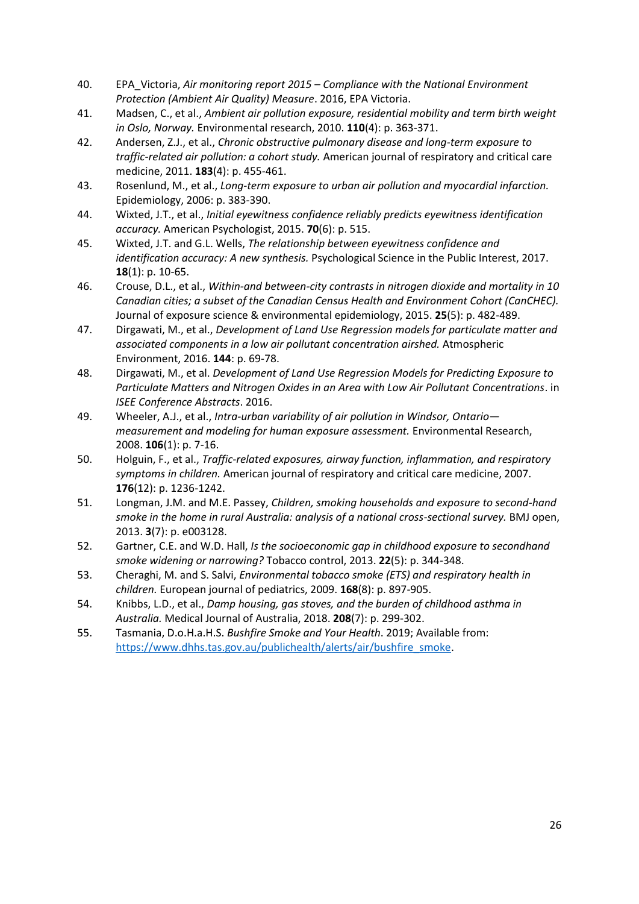40. EPA_Victoria, *Air monitoring report 2015 – Compliance with the National Environment Protection (Ambient Air Quality) Measure*. 2016, EPA Victoria.
41. Madsen, C., et al., *Ambient air pollution exposure, residential mobility and term birth weight in Oslo, Norway.* Environmental research, 2010. **110**(4): p. 363-371.
42. Andersen, Z.J., et al., *Chronic obstructive pulmonary disease and long-term exposure to traffic-related air pollution: a cohort study.* American journal of respiratory and critical care medicine, 2011. **183**(4): p. 455-461.
43. Rosenlund, M., et al., *Long-term exposure to urban air pollution and myocardial infarction.* Epidemiology, 2006: p. 383-390.
44. Wixted, J.T., et al., *Initial eyewitness confidence reliably predicts eyewitness identification accuracy.* American Psychologist, 2015. **70**(6): p. 515.
45. Wixted, J.T. and G.L. Wells, *The relationship between eyewitness confidence and identification accuracy: A new synthesis.* Psychological Science in the Public Interest, 2017. **18**(1): p. 10-65.
46. Crouse, D.L., et al., *Within-and between-city contrasts in nitrogen dioxide and mortality in 10 Canadian cities; a subset of the Canadian Census Health and Environment Cohort (CanCHEC).* Journal of exposure science & environmental epidemiology, 2015. **25**(5): p. 482-489.
47. Dirgawati, M., et al., *Development of Land Use Regression models for particulate matter and associated components in a low air pollutant concentration airshed.* Atmospheric Environment, 2016. **144**: p. 69-78.
48. Dirgawati, M., et al. *Development of Land Use Regression Models for Predicting Exposure to Particulate Matters and Nitrogen Oxides in an Area with Low Air Pollutant Concentrations*. in *ISEE Conference Abstracts*. 2016.
49. Wheeler, A.J., et al., *Intra-urban variability of air pollution in Windsor, Ontario—measurement and modeling for human exposure assessment.* Environmental Research, 2008. **106**(1): p. 7-16.
50. Holguin, F., et al., *Traffic-related exposures, airway function, inflammation, and respiratory symptoms in children.* American journal of respiratory and critical care medicine, 2007. **176**(12): p. 1236-1242.
51. Longman, J.M. and M.E. Passey, *Children, smoking households and exposure to second-hand smoke in the home in rural Australia: analysis of a national cross-sectional survey.* BMJ open, 2013. **3**(7): p. e003128.
52. Gartner, C.E. and W.D. Hall, *Is the socioeconomic gap in childhood exposure to secondhand smoke widening or narrowing?* Tobacco control, 2013. **22**(5): p. 344-348.
53. Cheraghi, M. and S. Salvi, *Environmental tobacco smoke (ETS) and respiratory health in children.* European journal of pediatrics, 2009. **168**(8): p. 897-905.
54. Knibbs, L.D., et al., *Damp housing, gas stoves, and the burden of childhood asthma in Australia.* Medical Journal of Australia, 2018. **208**(7): p. 299-302.
55. Tasmania, D.o.H.a.H.S. *Bushfire Smoke and Your Health*. 2019; Available from: https://www.dhhs.tas.gov.au/publichealth/alerts/air/bushfire_smoke.